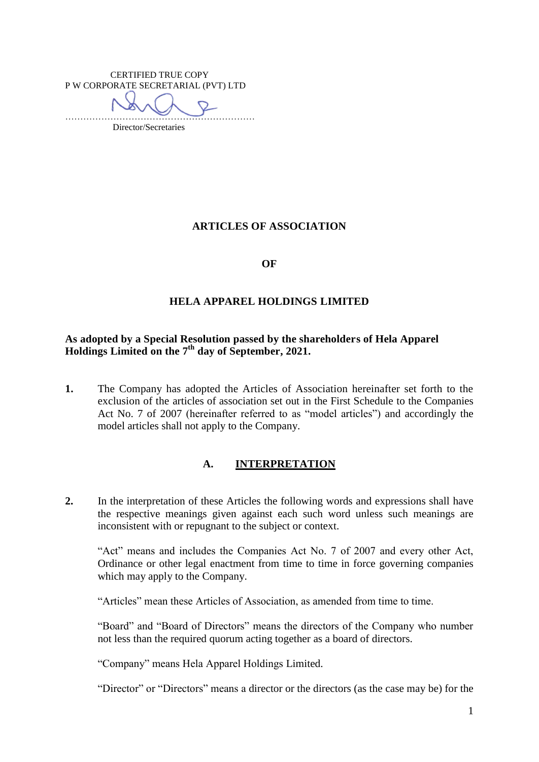CERTIFIED TRUE COPY
P W CORPORATE SECRETARIAL (PVT) LTD

……………………………………………………
Director/Secretaries

# ARTICLES OF ASSOCIATION

# OF

# HELA APPAREL HOLDINGS LIMITED

**As adopted by a Special Resolution passed by the shareholders of Hela Apparel Holdings Limited on the 7th day of September, 2021.**

**1.** The Company has adopted the Articles of Association hereinafter set forth to the exclusion of the articles of association set out in the First Schedule to the Companies Act No. 7 of 2007 (hereinafter referred to as "model articles") and accordingly the model articles shall not apply to the Company.

## A. INTERPRETATION

**2.** In the interpretation of these Articles the following words and expressions shall have the respective meanings given against each such word unless such meanings are inconsistent with or repugnant to the subject or context.

"Act" means and includes the Companies Act No. 7 of 2007 and every other Act, Ordinance or other legal enactment from time to time in force governing companies which may apply to the Company.

"Articles" mean these Articles of Association, as amended from time to time.

"Board" and "Board of Directors" means the directors of the Company who number not less than the required quorum acting together as a board of directors.

"Company" means Hela Apparel Holdings Limited.

"Director" or "Directors" means a director or the directors (as the case may be) for the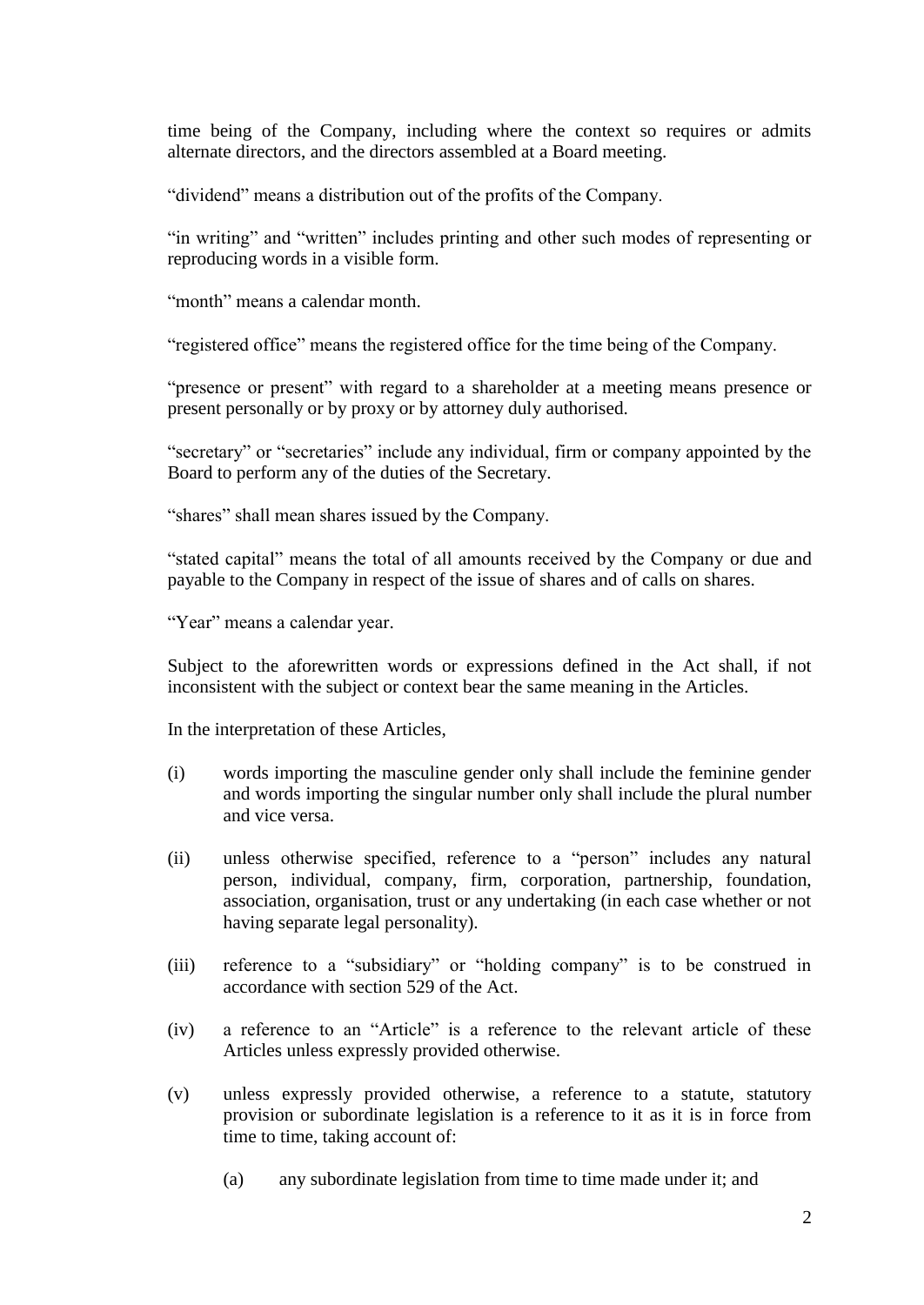time being of the Company, including where the context so requires or admits alternate directors, and the directors assembled at a Board meeting.

"dividend" means a distribution out of the profits of the Company.

"in writing" and "written" includes printing and other such modes of representing or reproducing words in a visible form.

"month" means a calendar month.

"registered office" means the registered office for the time being of the Company.

"presence or present" with regard to a shareholder at a meeting means presence or present personally or by proxy or by attorney duly authorised.

"secretary" or "secretaries" include any individual, firm or company appointed by the Board to perform any of the duties of the Secretary.

"shares" shall mean shares issued by the Company.

"stated capital" means the total of all amounts received by the Company or due and payable to the Company in respect of the issue of shares and of calls on shares.

"Year" means a calendar year.

Subject to the aforewritten words or expressions defined in the Act shall, if not inconsistent with the subject or context bear the same meaning in the Articles.

In the interpretation of these Articles,

(i) words importing the masculine gender only shall include the feminine gender and words importing the singular number only shall include the plural number and vice versa.

(ii) unless otherwise specified, reference to a "person" includes any natural person, individual, company, firm, corporation, partnership, foundation, association, organisation, trust or any undertaking (in each case whether or not having separate legal personality).

(iii) reference to a "subsidiary" or "holding company" is to be construed in accordance with section 529 of the Act.

(iv) a reference to an "Article" is a reference to the relevant article of these Articles unless expressly provided otherwise.

(v) unless expressly provided otherwise, a reference to a statute, statutory provision or subordinate legislation is a reference to it as it is in force from time to time, taking account of:

(a) any subordinate legislation from time to time made under it; and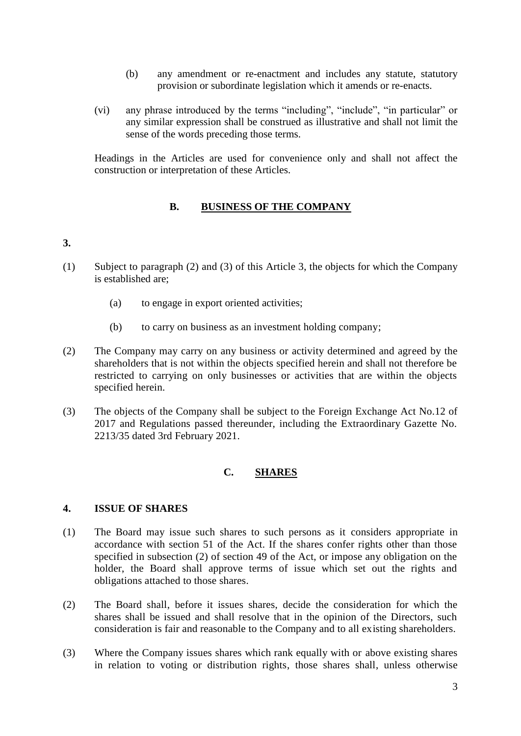(b) any amendment or re-enactment and includes any statute, statutory provision or subordinate legislation which it amends or re-enacts.

(vi) any phrase introduced by the terms "including", "include", "in particular" or any similar expression shall be construed as illustrative and shall not limit the sense of the words preceding those terms.

Headings in the Articles are used for convenience only and shall not affect the construction or interpretation of these Articles.

## B. BUSINESS OF THE COMPANY

**3.**

(1) Subject to paragraph (2) and (3) of this Article 3, the objects for which the Company is established are;

(a) to engage in export oriented activities;

(b) to carry on business as an investment holding company;

(2) The Company may carry on any business or activity determined and agreed by the shareholders that is not within the objects specified herein and shall not therefore be restricted to carrying on only businesses or activities that are within the objects specified herein.

(3) The objects of the Company shall be subject to the Foreign Exchange Act No.12 of 2017 and Regulations passed thereunder, including the Extraordinary Gazette No. 2213/35 dated 3rd February 2021.

## C. SHARES

### 4. ISSUE OF SHARES

(1) The Board may issue such shares to such persons as it considers appropriate in accordance with section 51 of the Act. If the shares confer rights other than those specified in subsection (2) of section 49 of the Act, or impose any obligation on the holder, the Board shall approve terms of issue which set out the rights and obligations attached to those shares.

(2) The Board shall, before it issues shares, decide the consideration for which the shares shall be issued and shall resolve that in the opinion of the Directors, such consideration is fair and reasonable to the Company and to all existing shareholders.

(3) Where the Company issues shares which rank equally with or above existing shares in relation to voting or distribution rights, those shares shall, unless otherwise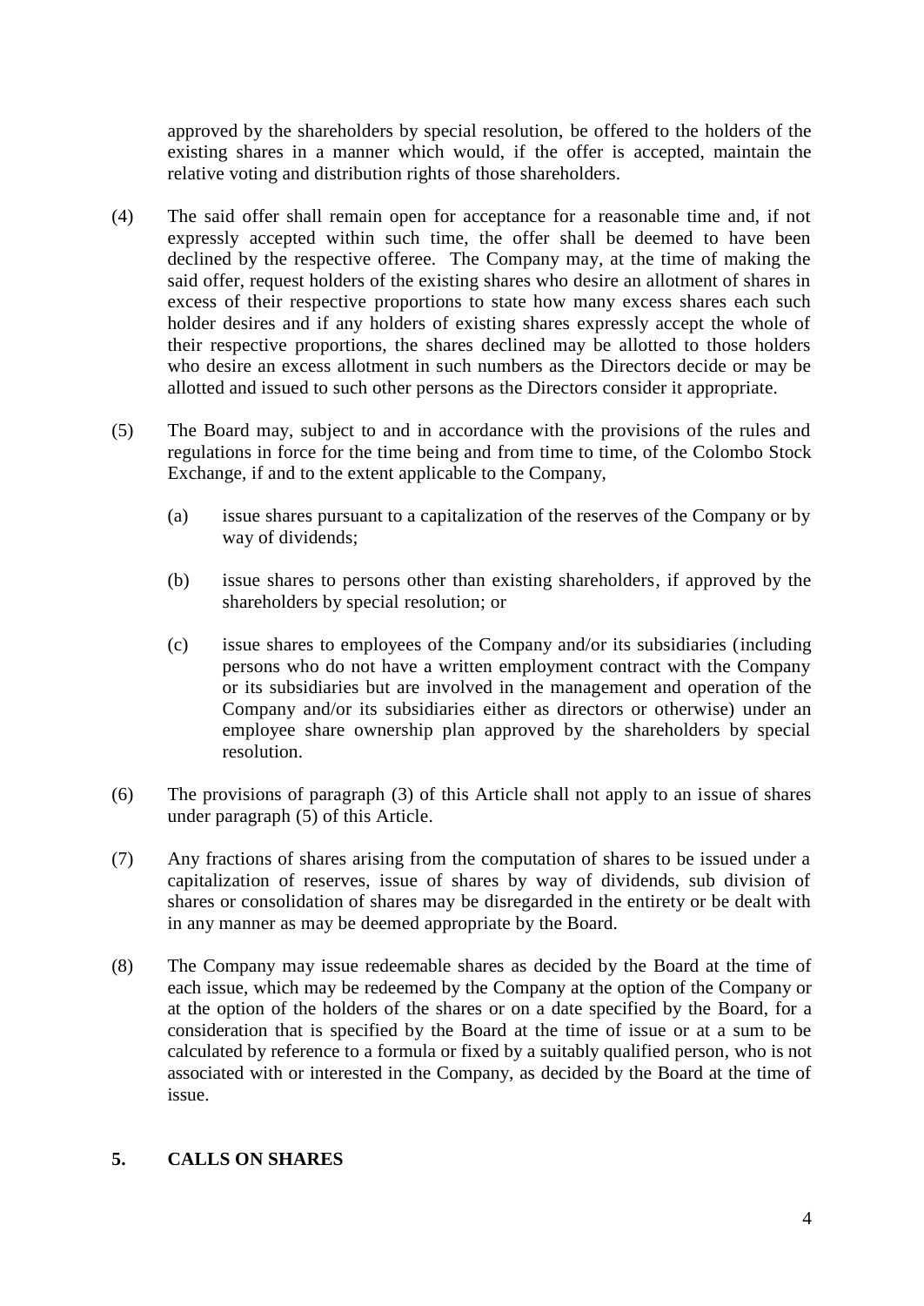approved by the shareholders by special resolution, be offered to the holders of the existing shares in a manner which would, if the offer is accepted, maintain the relative voting and distribution rights of those shareholders.

(4) The said offer shall remain open for acceptance for a reasonable time and, if not expressly accepted within such time, the offer shall be deemed to have been declined by the respective offeree. The Company may, at the time of making the said offer, request holders of the existing shares who desire an allotment of shares in excess of their respective proportions to state how many excess shares each such holder desires and if any holders of existing shares expressly accept the whole of their respective proportions, the shares declined may be allotted to those holders who desire an excess allotment in such numbers as the Directors decide or may be allotted and issued to such other persons as the Directors consider it appropriate.

(5) The Board may, subject to and in accordance with the provisions of the rules and regulations in force for the time being and from time to time, of the Colombo Stock Exchange, if and to the extent applicable to the Company,

   (a) issue shares pursuant to a capitalization of the reserves of the Company or by way of dividends;

   (b) issue shares to persons other than existing shareholders, if approved by the shareholders by special resolution; or

   (c) issue shares to employees of the Company and/or its subsidiaries (including persons who do not have a written employment contract with the Company or its subsidiaries but are involved in the management and operation of the Company and/or its subsidiaries either as directors or otherwise) under an employee share ownership plan approved by the shareholders by special resolution.

(6) The provisions of paragraph (3) of this Article shall not apply to an issue of shares under paragraph (5) of this Article.

(7) Any fractions of shares arising from the computation of shares to be issued under a capitalization of reserves, issue of shares by way of dividends, sub division of shares or consolidation of shares may be disregarded in the entirety or be dealt with in any manner as may be deemed appropriate by the Board.

(8) The Company may issue redeemable shares as decided by the Board at the time of each issue, which may be redeemed by the Company at the option of the Company or at the option of the holders of the shares or on a date specified by the Board, for a consideration that is specified by the Board at the time of issue or at a sum to be calculated by reference to a formula or fixed by a suitably qualified person, who is not associated with or interested in the Company, as decided by the Board at the time of issue.

## 5. CALLS ON SHARES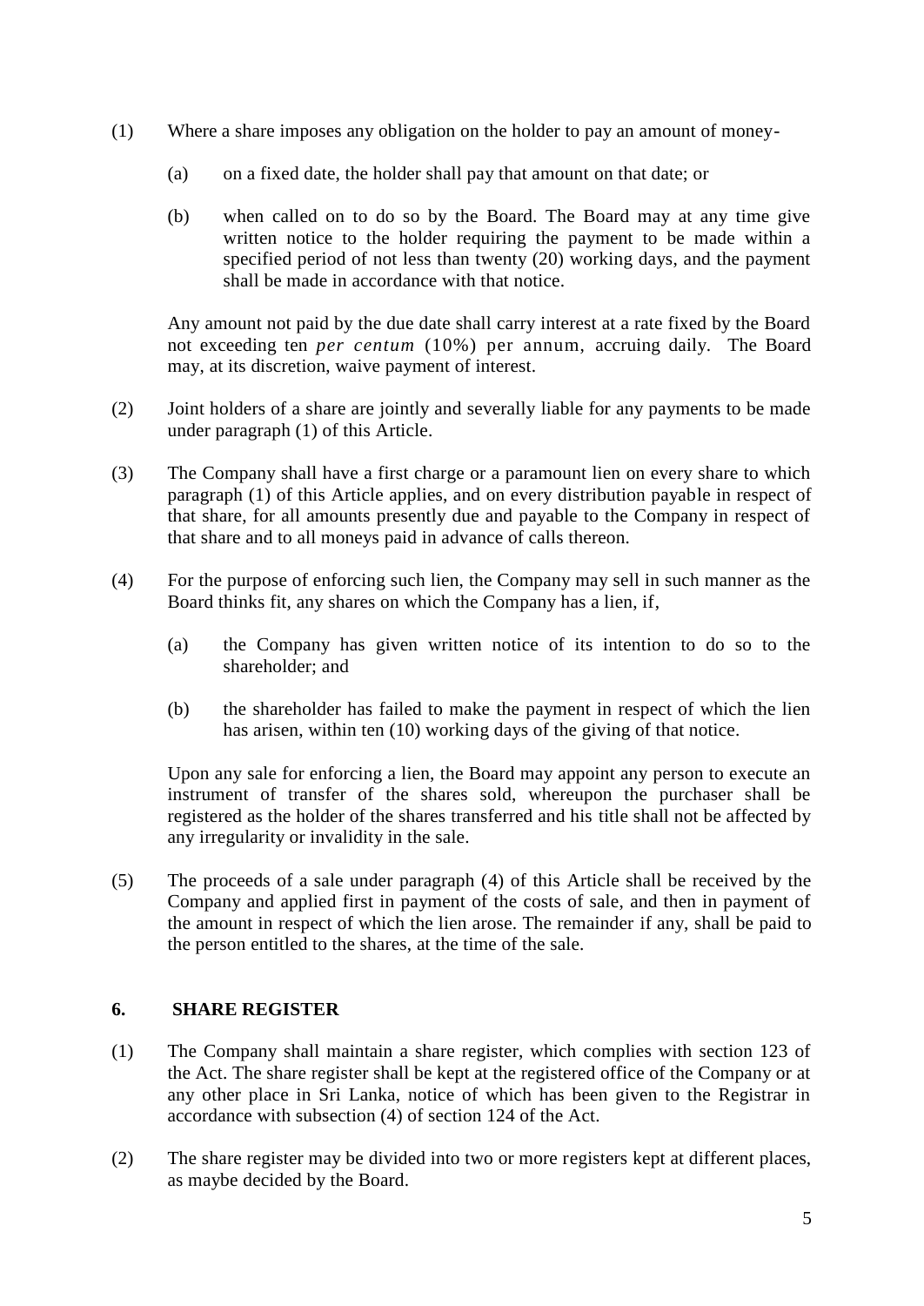(1) Where a share imposes any obligation on the holder to pay an amount of money-

  (a) on a fixed date, the holder shall pay that amount on that date; or

  (b) when called on to do so by the Board. The Board may at any time give written notice to the holder requiring the payment to be made within a specified period of not less than twenty (20) working days, and the payment shall be made in accordance with that notice.

Any amount not paid by the due date shall carry interest at a rate fixed by the Board not exceeding ten *per centum* (10%) per annum, accruing daily. The Board may, at its discretion, waive payment of interest.

(2) Joint holders of a share are jointly and severally liable for any payments to be made under paragraph (1) of this Article.

(3) The Company shall have a first charge or a paramount lien on every share to which paragraph (1) of this Article applies, and on every distribution payable in respect of that share, for all amounts presently due and payable to the Company in respect of that share and to all moneys paid in advance of calls thereon.

(4) For the purpose of enforcing such lien, the Company may sell in such manner as the Board thinks fit, any shares on which the Company has a lien, if,

  (a) the Company has given written notice of its intention to do so to the shareholder; and

  (b) the shareholder has failed to make the payment in respect of which the lien has arisen, within ten (10) working days of the giving of that notice.

Upon any sale for enforcing a lien, the Board may appoint any person to execute an instrument of transfer of the shares sold, whereupon the purchaser shall be registered as the holder of the shares transferred and his title shall not be affected by any irregularity or invalidity in the sale.

(5) The proceeds of a sale under paragraph (4) of this Article shall be received by the Company and applied first in payment of the costs of sale, and then in payment of the amount in respect of which the lien arose. The remainder if any, shall be paid to the person entitled to the shares, at the time of the sale.

## 6. SHARE REGISTER

(1) The Company shall maintain a share register, which complies with section 123 of the Act. The share register shall be kept at the registered office of the Company or at any other place in Sri Lanka, notice of which has been given to the Registrar in accordance with subsection (4) of section 124 of the Act.

(2) The share register may be divided into two or more registers kept at different places, as maybe decided by the Board.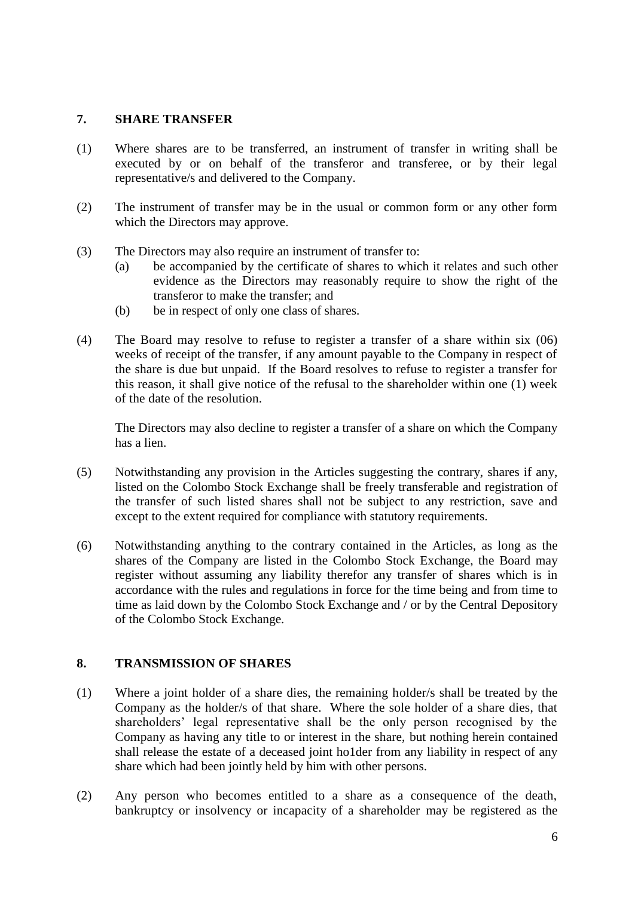## 7. SHARE TRANSFER

(1) Where shares are to be transferred, an instrument of transfer in writing shall be executed by or on behalf of the transferor and transferee, or by their legal representative/s and delivered to the Company.

(2) The instrument of transfer may be in the usual or common form or any other form which the Directors may approve.

(3) The Directors may also require an instrument of transfer to:

   (a) be accompanied by the certificate of shares to which it relates and such other evidence as the Directors may reasonably require to show the right of the transferor to make the transfer; and

   (b) be in respect of only one class of shares.

(4) The Board may resolve to refuse to register a transfer of a share within six (06) weeks of receipt of the transfer, if any amount payable to the Company in respect of the share is due but unpaid. If the Board resolves to refuse to register a transfer for this reason, it shall give notice of the refusal to the shareholder within one (1) week of the date of the resolution.

   The Directors may also decline to register a transfer of a share on which the Company has a lien.

(5) Notwithstanding any provision in the Articles suggesting the contrary, shares if any, listed on the Colombo Stock Exchange shall be freely transferable and registration of the transfer of such listed shares shall not be subject to any restriction, save and except to the extent required for compliance with statutory requirements.

(6) Notwithstanding anything to the contrary contained in the Articles, as long as the shares of the Company are listed in the Colombo Stock Exchange, the Board may register without assuming any liability therefor any transfer of shares which is in accordance with the rules and regulations in force for the time being and from time to time as laid down by the Colombo Stock Exchange and / or by the Central Depository of the Colombo Stock Exchange.

## 8. TRANSMISSION OF SHARES

(1) Where a joint holder of a share dies, the remaining holder/s shall be treated by the Company as the holder/s of that share. Where the sole holder of a share dies, that shareholders' legal representative shall be the only person recognised by the Company as having any title to or interest in the share, but nothing herein contained shall release the estate of a deceased joint ho1der from any liability in respect of any share which had been jointly held by him with other persons.

(2) Any person who becomes entitled to a share as a consequence of the death, bankruptcy or insolvency or incapacity of a shareholder may be registered as the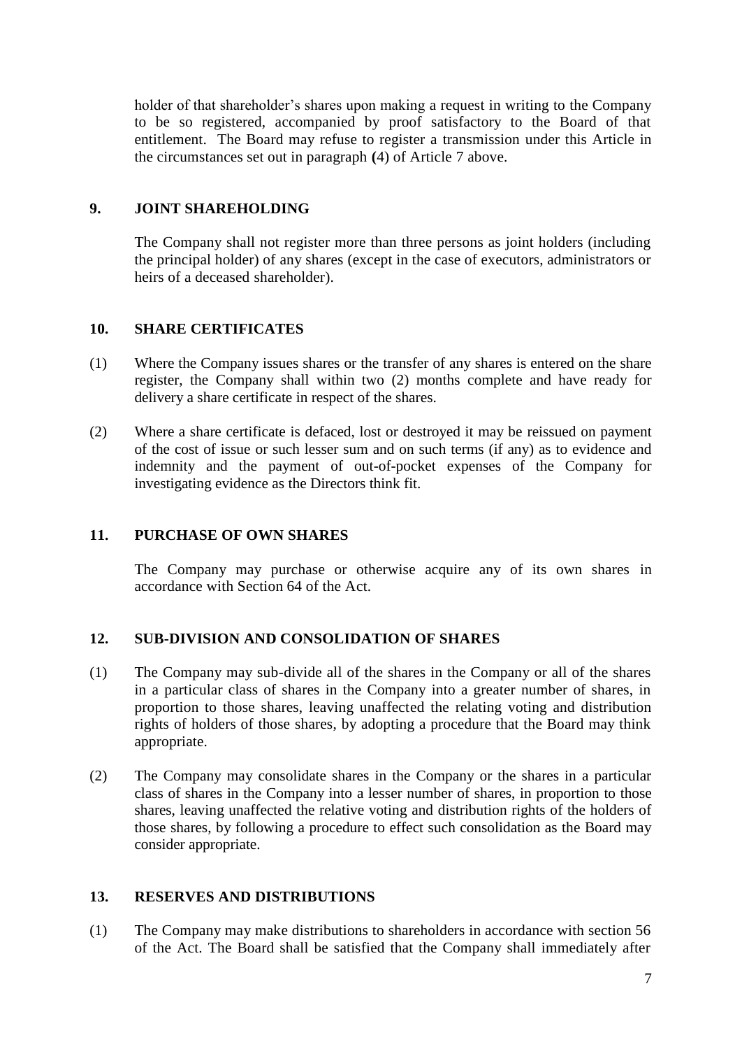holder of that shareholder's shares upon making a request in writing to the Company to be so registered, accompanied by proof satisfactory to the Board of that entitlement. The Board may refuse to register a transmission under this Article in the circumstances set out in paragraph **(**4) of Article 7 above.

## 9. JOINT SHAREHOLDING

The Company shall not register more than three persons as joint holders (including the principal holder) of any shares (except in the case of executors, administrators or heirs of a deceased shareholder).

## 10. SHARE CERTIFICATES

(1) Where the Company issues shares or the transfer of any shares is entered on the share register, the Company shall within two (2) months complete and have ready for delivery a share certificate in respect of the shares.

(2) Where a share certificate is defaced, lost or destroyed it may be reissued on payment of the cost of issue or such lesser sum and on such terms (if any) as to evidence and indemnity and the payment of out-of-pocket expenses of the Company for investigating evidence as the Directors think fit.

## 11. PURCHASE OF OWN SHARES

The Company may purchase or otherwise acquire any of its own shares in accordance with Section 64 of the Act.

## 12. SUB-DIVISION AND CONSOLIDATION OF SHARES

(1) The Company may sub-divide all of the shares in the Company or all of the shares in a particular class of shares in the Company into a greater number of shares, in proportion to those shares, leaving unaffected the relating voting and distribution rights of holders of those shares, by adopting a procedure that the Board may think appropriate.

(2) The Company may consolidate shares in the Company or the shares in a particular class of shares in the Company into a lesser number of shares, in proportion to those shares, leaving unaffected the relative voting and distribution rights of the holders of those shares, by following a procedure to effect such consolidation as the Board may consider appropriate.

## 13. RESERVES AND DISTRIBUTIONS

(1) The Company may make distributions to shareholders in accordance with section 56 of the Act. The Board shall be satisfied that the Company shall immediately after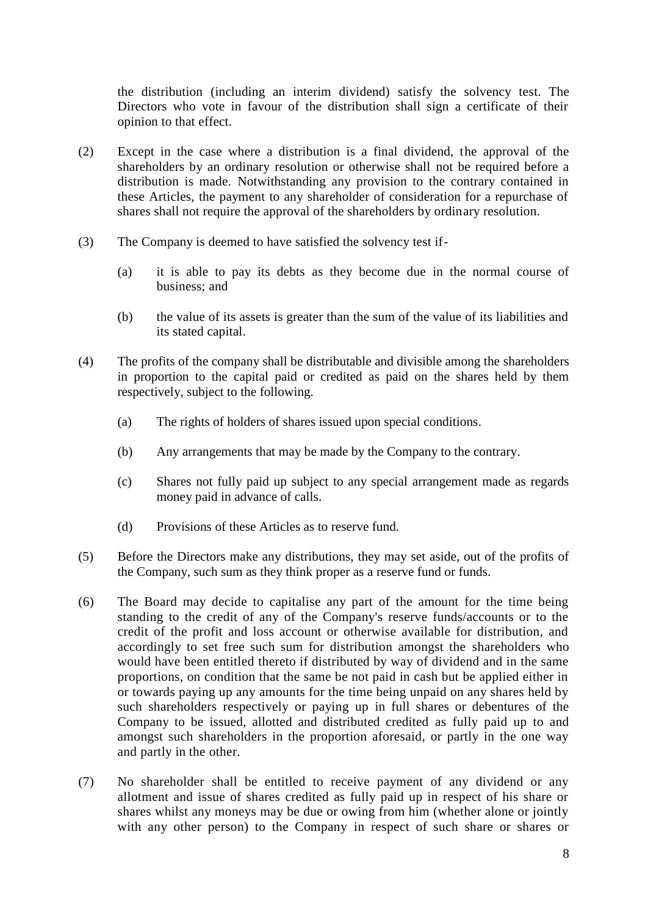the distribution (including an interim dividend) satisfy the solvency test. The Directors who vote in favour of the distribution shall sign a certificate of their opinion to that effect.

(2) Except in the case where a distribution is a final dividend, the approval of the shareholders by an ordinary resolution or otherwise shall not be required before a distribution is made. Notwithstanding any provision to the contrary contained in these Articles, the payment to any shareholder of consideration for a repurchase of shares shall not require the approval of the shareholders by ordinary resolution.

(3) The Company is deemed to have satisfied the solvency test if-

  (a) it is able to pay its debts as they become due in the normal course of business; and

  (b) the value of its assets is greater than the sum of the value of its liabilities and its stated capital.

(4) The profits of the company shall be distributable and divisible among the shareholders in proportion to the capital paid or credited as paid on the shares held by them respectively, subject to the following.

  (a) The rights of holders of shares issued upon special conditions.

  (b) Any arrangements that may be made by the Company to the contrary.

  (c) Shares not fully paid up subject to any special arrangement made as regards money paid in advance of calls.

  (d) Provisions of these Articles as to reserve fund.

(5) Before the Directors make any distributions, they may set aside, out of the profits of the Company, such sum as they think proper as a reserve fund or funds.

(6) The Board may decide to capitalise any part of the amount for the time being standing to the credit of any of the Company's reserve funds/accounts or to the credit of the profit and loss account or otherwise available for distribution, and accordingly to set free such sum for distribution amongst the shareholders who would have been entitled thereto if distributed by way of dividend and in the same proportions, on condition that the same be not paid in cash but be applied either in or towards paying up any amounts for the time being unpaid on any shares held by such shareholders respectively or paying up in full shares or debentures of the Company to be issued, allotted and distributed credited as fully paid up to and amongst such shareholders in the proportion aforesaid, or partly in the one way and partly in the other.

(7) No shareholder shall be entitled to receive payment of any dividend or any allotment and issue of shares credited as fully paid up in respect of his share or shares whilst any moneys may be due or owing from him (whether alone or jointly with any other person) to the Company in respect of such share or shares or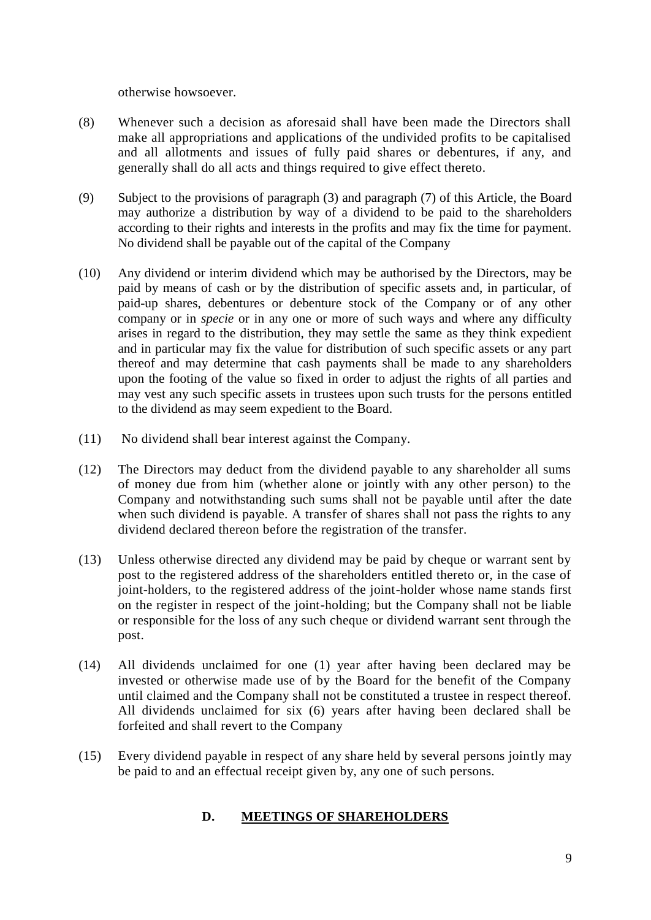otherwise howsoever.

(8) Whenever such a decision as aforesaid shall have been made the Directors shall make all appropriations and applications of the undivided profits to be capitalised and all allotments and issues of fully paid shares or debentures, if any, and generally shall do all acts and things required to give effect thereto.

(9) Subject to the provisions of paragraph (3) and paragraph (7) of this Article, the Board may authorize a distribution by way of a dividend to be paid to the shareholders according to their rights and interests in the profits and may fix the time for payment. No dividend shall be payable out of the capital of the Company

(10) Any dividend or interim dividend which may be authorised by the Directors, may be paid by means of cash or by the distribution of specific assets and, in particular, of paid-up shares, debentures or debenture stock of the Company or of any other company or in *specie* or in any one or more of such ways and where any difficulty arises in regard to the distribution, they may settle the same as they think expedient and in particular may fix the value for distribution of such specific assets or any part thereof and may determine that cash payments shall be made to any shareholders upon the footing of the value so fixed in order to adjust the rights of all parties and may vest any such specific assets in trustees upon such trusts for the persons entitled to the dividend as may seem expedient to the Board.

(11) No dividend shall bear interest against the Company.

(12) The Directors may deduct from the dividend payable to any shareholder all sums of money due from him (whether alone or jointly with any other person) to the Company and notwithstanding such sums shall not be payable until after the date when such dividend is payable. A transfer of shares shall not pass the rights to any dividend declared thereon before the registration of the transfer.

(13) Unless otherwise directed any dividend may be paid by cheque or warrant sent by post to the registered address of the shareholders entitled thereto or, in the case of joint-holders, to the registered address of the joint-holder whose name stands first on the register in respect of the joint-holding; but the Company shall not be liable or responsible for the loss of any such cheque or dividend warrant sent through the post.

(14) All dividends unclaimed for one (1) year after having been declared may be invested or otherwise made use of by the Board for the benefit of the Company until claimed and the Company shall not be constituted a trustee in respect thereof. All dividends unclaimed for six (6) years after having been declared shall be forfeited and shall revert to the Company

(15) Every dividend payable in respect of any share held by several persons jointly may be paid to and an effectual receipt given by, any one of such persons.

## D. MEETINGS OF SHAREHOLDERS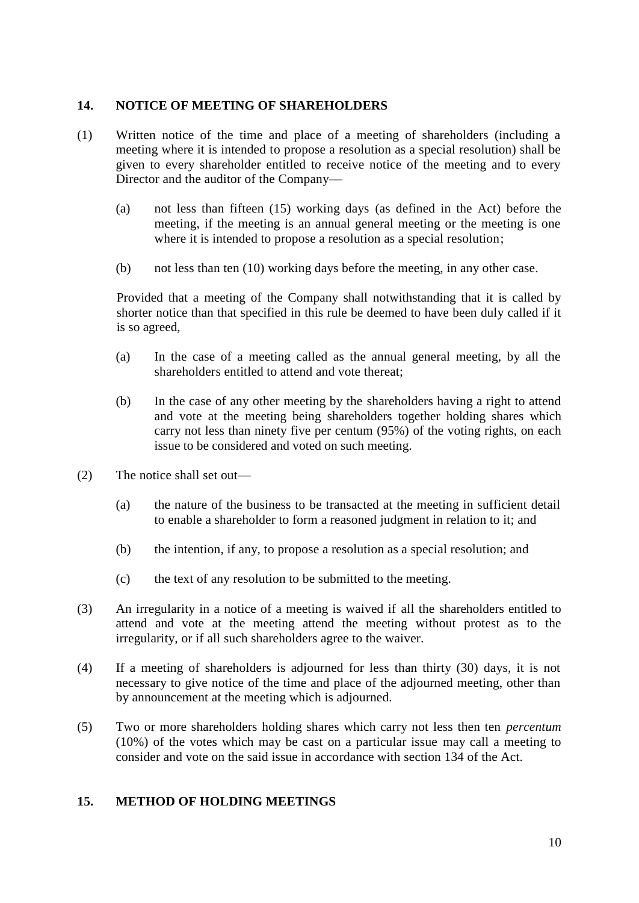## 14. NOTICE OF MEETING OF SHAREHOLDERS

(1) Written notice of the time and place of a meeting of shareholders (including a meeting where it is intended to propose a resolution as a special resolution) shall be given to every shareholder entitled to receive notice of the meeting and to every Director and the auditor of the Company—

(a) not less than fifteen (15) working days (as defined in the Act) before the meeting, if the meeting is an annual general meeting or the meeting is one where it is intended to propose a resolution as a special resolution;

(b) not less than ten (10) working days before the meeting, in any other case.

Provided that a meeting of the Company shall notwithstanding that it is called by shorter notice than that specified in this rule be deemed to have been duly called if it is so agreed,

(a) In the case of a meeting called as the annual general meeting, by all the shareholders entitled to attend and vote thereat;

(b) In the case of any other meeting by the shareholders having a right to attend and vote at the meeting being shareholders together holding shares which carry not less than ninety five per centum (95%) of the voting rights, on each issue to be considered and voted on such meeting.

(2) The notice shall set out—

(a) the nature of the business to be transacted at the meeting in sufficient detail to enable a shareholder to form a reasoned judgment in relation to it; and

(b) the intention, if any, to propose a resolution as a special resolution; and

(c) the text of any resolution to be submitted to the meeting.

(3) An irregularity in a notice of a meeting is waived if all the shareholders entitled to attend and vote at the meeting attend the meeting without protest as to the irregularity, or if all such shareholders agree to the waiver.

(4) If a meeting of shareholders is adjourned for less than thirty (30) days, it is not necessary to give notice of the time and place of the adjourned meeting, other than by announcement at the meeting which is adjourned.

(5) Two or more shareholders holding shares which carry not less then ten *percentum* (10%) of the votes which may be cast on a particular issue may call a meeting to consider and vote on the said issue in accordance with section 134 of the Act.

## 15. METHOD OF HOLDING MEETINGS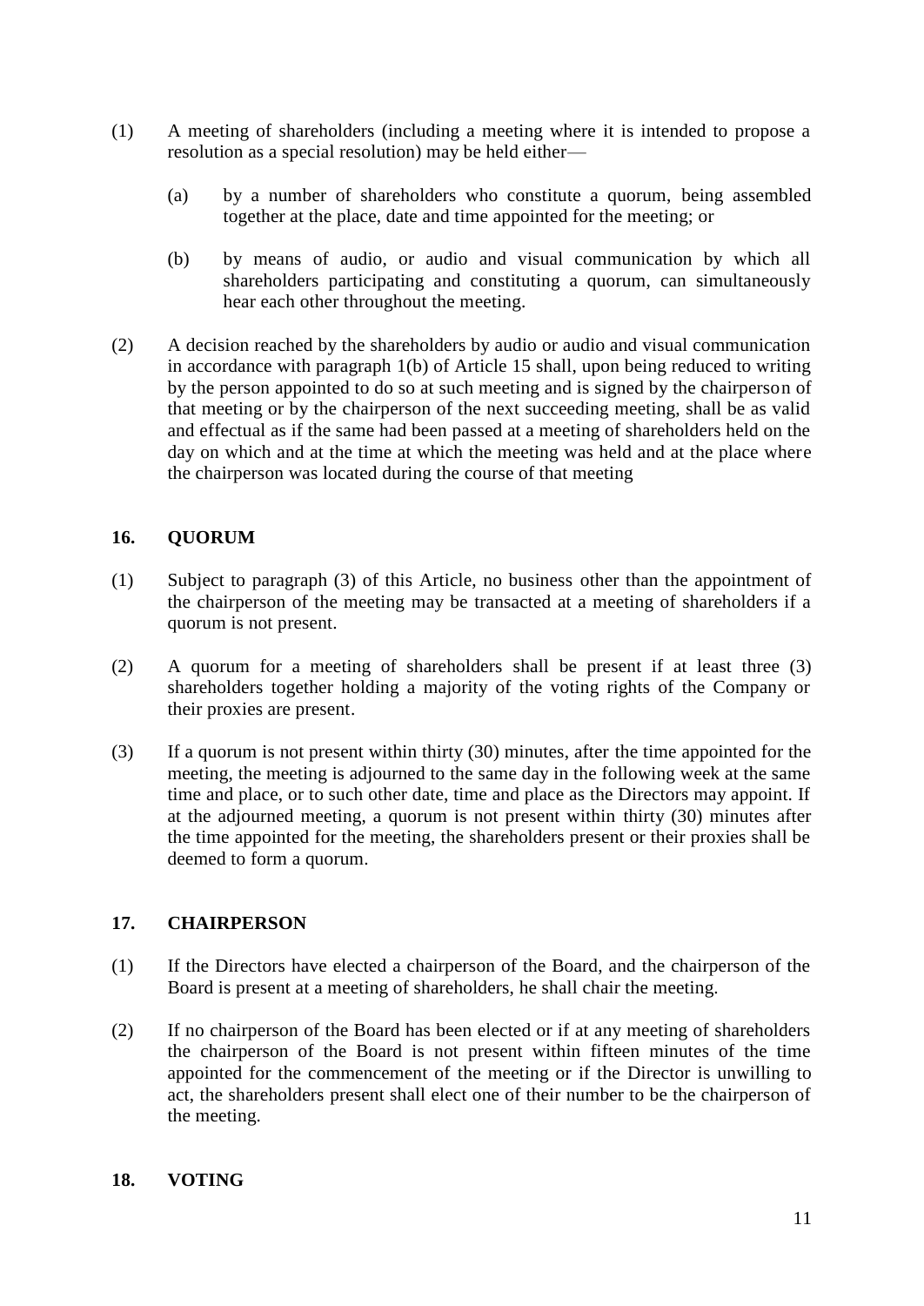(1) A meeting of shareholders (including a meeting where it is intended to propose a resolution as a special resolution) may be held either—

(a) by a number of shareholders who constitute a quorum, being assembled together at the place, date and time appointed for the meeting; or

(b) by means of audio, or audio and visual communication by which all shareholders participating and constituting a quorum, can simultaneously hear each other throughout the meeting.

(2) A decision reached by the shareholders by audio or audio and visual communication in accordance with paragraph 1(b) of Article 15 shall, upon being reduced to writing by the person appointed to do so at such meeting and is signed by the chairperson of that meeting or by the chairperson of the next succeeding meeting, shall be as valid and effectual as if the same had been passed at a meeting of shareholders held on the day on which and at the time at which the meeting was held and at the place where the chairperson was located during the course of that meeting

## 16. QUORUM

(1) Subject to paragraph (3) of this Article, no business other than the appointment of the chairperson of the meeting may be transacted at a meeting of shareholders if a quorum is not present.

(2) A quorum for a meeting of shareholders shall be present if at least three (3) shareholders together holding a majority of the voting rights of the Company or their proxies are present.

(3) If a quorum is not present within thirty (30) minutes, after the time appointed for the meeting, the meeting is adjourned to the same day in the following week at the same time and place, or to such other date, time and place as the Directors may appoint. If at the adjourned meeting, a quorum is not present within thirty (30) minutes after the time appointed for the meeting, the shareholders present or their proxies shall be deemed to form a quorum.

## 17. CHAIRPERSON

(1) If the Directors have elected a chairperson of the Board, and the chairperson of the Board is present at a meeting of shareholders, he shall chair the meeting.

(2) If no chairperson of the Board has been elected or if at any meeting of shareholders the chairperson of the Board is not present within fifteen minutes of the time appointed for the commencement of the meeting or if the Director is unwilling to act, the shareholders present shall elect one of their number to be the chairperson of the meeting.

## 18. VOTING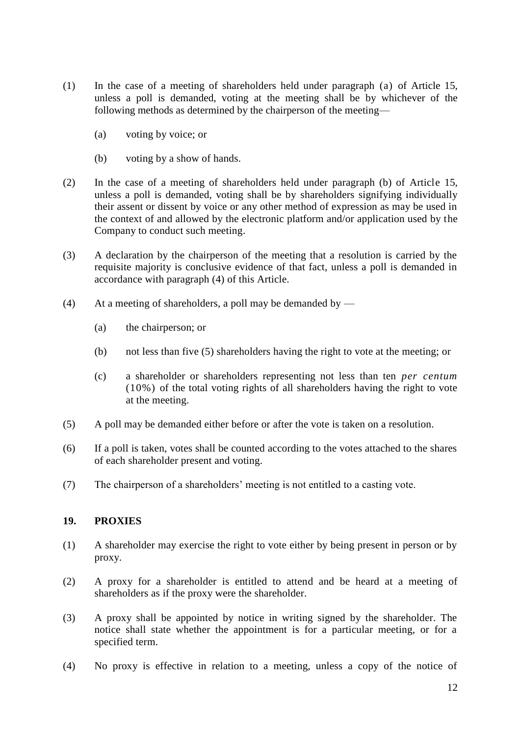(1) In the case of a meeting of shareholders held under paragraph (a) of Article 15, unless a poll is demanded, voting at the meeting shall be by whichever of the following methods as determined by the chairperson of the meeting—

(a) voting by voice; or

(b) voting by a show of hands.

(2) In the case of a meeting of shareholders held under paragraph (b) of Article 15, unless a poll is demanded, voting shall be by shareholders signifying individually their assent or dissent by voice or any other method of expression as may be used in the context of and allowed by the electronic platform and/or application used by the Company to conduct such meeting.

(3) A declaration by the chairperson of the meeting that a resolution is carried by the requisite majority is conclusive evidence of that fact, unless a poll is demanded in accordance with paragraph (4) of this Article.

(4) At a meeting of shareholders, a poll may be demanded by —

(a) the chairperson; or

(b) not less than five (5) shareholders having the right to vote at the meeting; or

(c) a shareholder or shareholders representing not less than ten *per centum* (10%) of the total voting rights of all shareholders having the right to vote at the meeting.

(5) A poll may be demanded either before or after the vote is taken on a resolution.

(6) If a poll is taken, votes shall be counted according to the votes attached to the shares of each shareholder present and voting.

(7) The chairperson of a shareholders' meeting is not entitled to a casting vote.

## 19. PROXIES

(1) A shareholder may exercise the right to vote either by being present in person or by proxy.

(2) A proxy for a shareholder is entitled to attend and be heard at a meeting of shareholders as if the proxy were the shareholder.

(3) A proxy shall be appointed by notice in writing signed by the shareholder. The notice shall state whether the appointment is for a particular meeting, or for a specified term.

(4) No proxy is effective in relation to a meeting, unless a copy of the notice of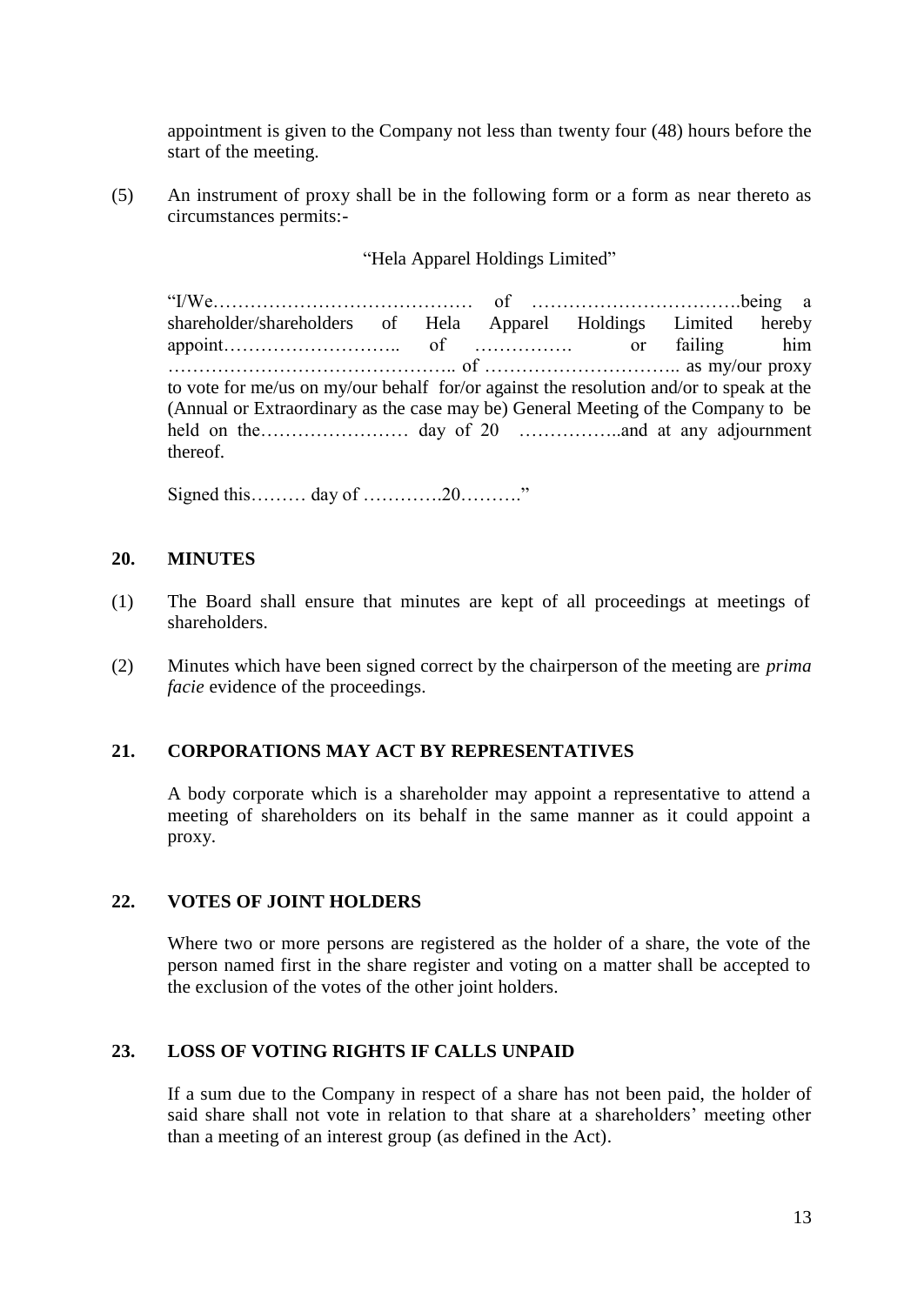appointment is given to the Company not less than twenty four (48) hours before the start of the meeting.

(5) An instrument of proxy shall be in the following form or a form as near thereto as circumstances permits:-

"Hela Apparel Holdings Limited"

"I/We…………………………………… of …………………………….being a shareholder/shareholders of Hela Apparel Holdings Limited hereby appoint……………………….. of ……………. or failing him ……………………………………….. of ………………………….. as my/our proxy to vote for me/us on my/our behalf for/or against the resolution and/or to speak at the (Annual or Extraordinary as the case may be) General Meeting of the Company to be held on the…………………… day of 20 ……………..and at any adjournment thereof.

Signed this……… day of ………….20………."

## 20. MINUTES

(1) The Board shall ensure that minutes are kept of all proceedings at meetings of shareholders.

(2) Minutes which have been signed correct by the chairperson of the meeting are *prima facie* evidence of the proceedings.

## 21. CORPORATIONS MAY ACT BY REPRESENTATIVES

A body corporate which is a shareholder may appoint a representative to attend a meeting of shareholders on its behalf in the same manner as it could appoint a proxy.

## 22. VOTES OF JOINT HOLDERS

Where two or more persons are registered as the holder of a share, the vote of the person named first in the share register and voting on a matter shall be accepted to the exclusion of the votes of the other joint holders.

## 23. LOSS OF VOTING RIGHTS IF CALLS UNPAID

If a sum due to the Company in respect of a share has not been paid, the holder of said share shall not vote in relation to that share at a shareholders' meeting other than a meeting of an interest group (as defined in the Act).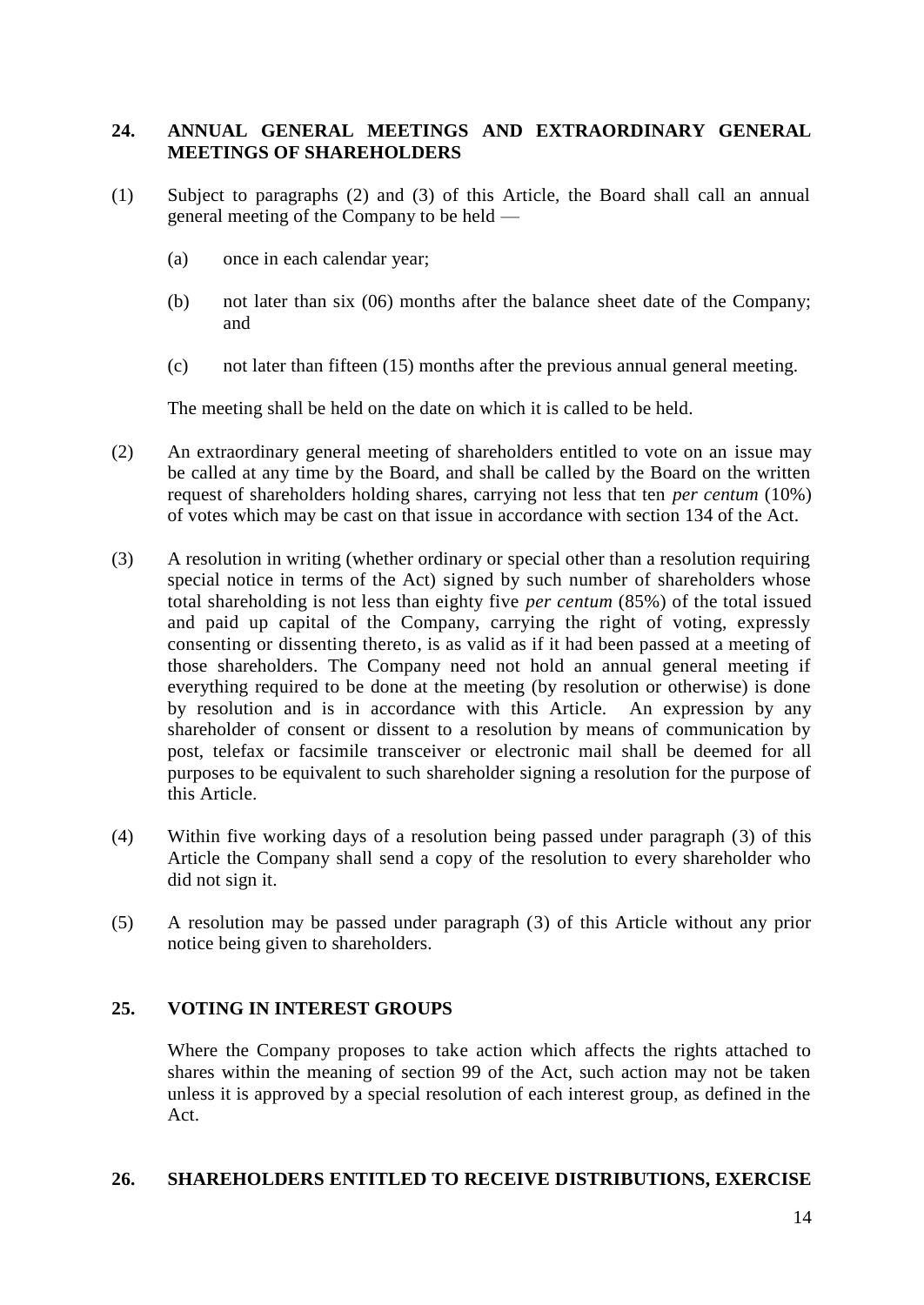## 24. ANNUAL GENERAL MEETINGS AND EXTRAORDINARY GENERAL MEETINGS OF SHAREHOLDERS

(1) Subject to paragraphs (2) and (3) of this Article, the Board shall call an annual general meeting of the Company to be held —

 (a) once in each calendar year;

 (b) not later than six (06) months after the balance sheet date of the Company; and

 (c) not later than fifteen (15) months after the previous annual general meeting.

 The meeting shall be held on the date on which it is called to be held.

(2) An extraordinary general meeting of shareholders entitled to vote on an issue may be called at any time by the Board, and shall be called by the Board on the written request of shareholders holding shares, carrying not less that ten *per centum* (10%) of votes which may be cast on that issue in accordance with section 134 of the Act.

(3) A resolution in writing (whether ordinary or special other than a resolution requiring special notice in terms of the Act) signed by such number of shareholders whose total shareholding is not less than eighty five *per centum* (85%) of the total issued and paid up capital of the Company, carrying the right of voting, expressly consenting or dissenting thereto, is as valid as if it had been passed at a meeting of those shareholders. The Company need not hold an annual general meeting if everything required to be done at the meeting (by resolution or otherwise) is done by resolution and is in accordance with this Article. An expression by any shareholder of consent or dissent to a resolution by means of communication by post, telefax or facsimile transceiver or electronic mail shall be deemed for all purposes to be equivalent to such shareholder signing a resolution for the purpose of this Article.

(4) Within five working days of a resolution being passed under paragraph (3) of this Article the Company shall send a copy of the resolution to every shareholder who did not sign it.

(5) A resolution may be passed under paragraph (3) of this Article without any prior notice being given to shareholders.

## 25. VOTING IN INTEREST GROUPS

Where the Company proposes to take action which affects the rights attached to shares within the meaning of section 99 of the Act, such action may not be taken unless it is approved by a special resolution of each interest group, as defined in the Act.

## 26. SHAREHOLDERS ENTITLED TO RECEIVE DISTRIBUTIONS, EXERCISE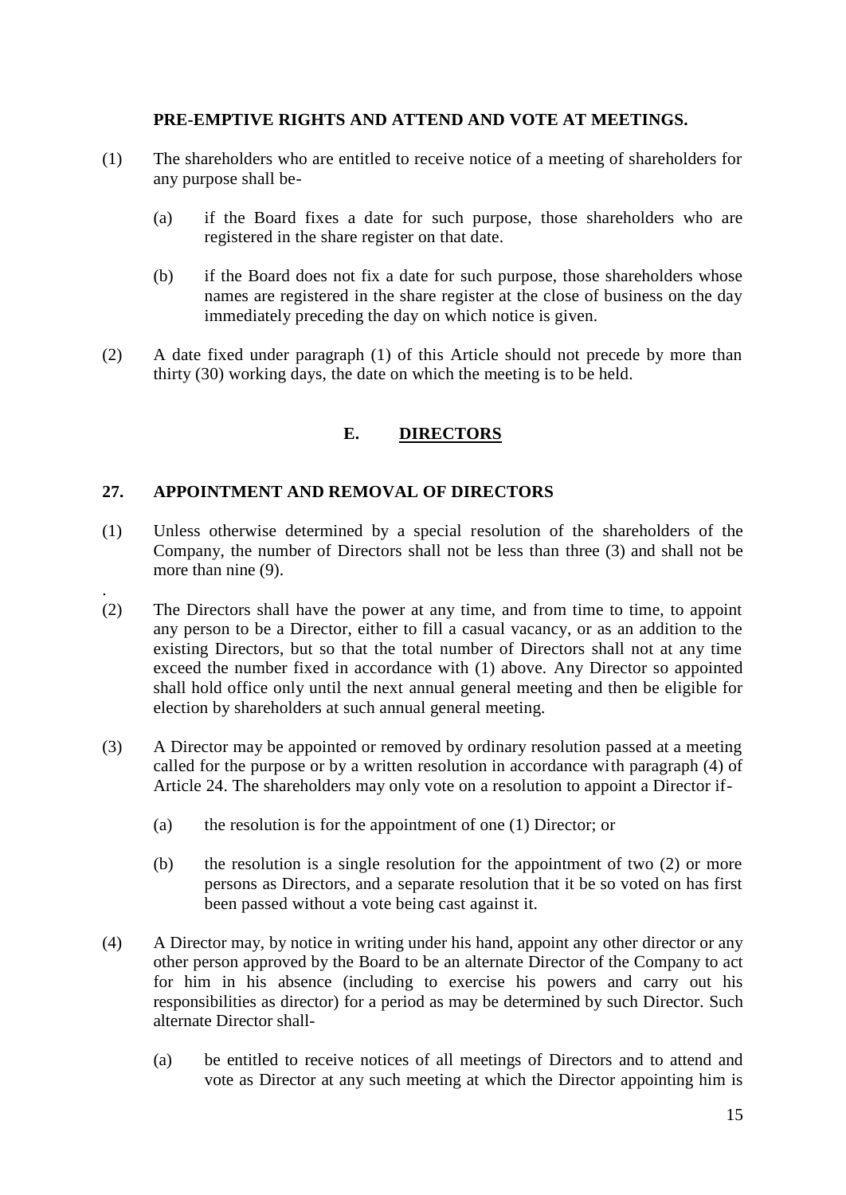**PRE-EMPTIVE RIGHTS AND ATTEND AND VOTE AT MEETINGS.**

(1) The shareholders who are entitled to receive notice of a meeting of shareholders for any purpose shall be-

(a) if the Board fixes a date for such purpose, those shareholders who are registered in the share register on that date.

(b) if the Board does not fix a date for such purpose, those shareholders whose names are registered in the share register at the close of business on the day immediately preceding the day on which notice is given.

(2) A date fixed under paragraph (1) of this Article should not precede by more than thirty (30) working days, the date on which the meeting is to be held.

## E. DIRECTORS

### 27. APPOINTMENT AND REMOVAL OF DIRECTORS

(1) Unless otherwise determined by a special resolution of the shareholders of the Company, the number of Directors shall not be less than three (3) and shall not be more than nine (9).

(2) The Directors shall have the power at any time, and from time to time, to appoint any person to be a Director, either to fill a casual vacancy, or as an addition to the existing Directors, but so that the total number of Directors shall not at any time exceed the number fixed in accordance with (1) above. Any Director so appointed shall hold office only until the next annual general meeting and then be eligible for election by shareholders at such annual general meeting.

(3) A Director may be appointed or removed by ordinary resolution passed at a meeting called for the purpose or by a written resolution in accordance with paragraph (4) of Article 24. The shareholders may only vote on a resolution to appoint a Director if-

(a) the resolution is for the appointment of one (1) Director; or

(b) the resolution is a single resolution for the appointment of two (2) or more persons as Directors, and a separate resolution that it be so voted on has first been passed without a vote being cast against it.

(4) A Director may, by notice in writing under his hand, appoint any other director or any other person approved by the Board to be an alternate Director of the Company to act for him in his absence (including to exercise his powers and carry out his responsibilities as director) for a period as may be determined by such Director. Such alternate Director shall-

(a) be entitled to receive notices of all meetings of Directors and to attend and vote as Director at any such meeting at which the Director appointing him is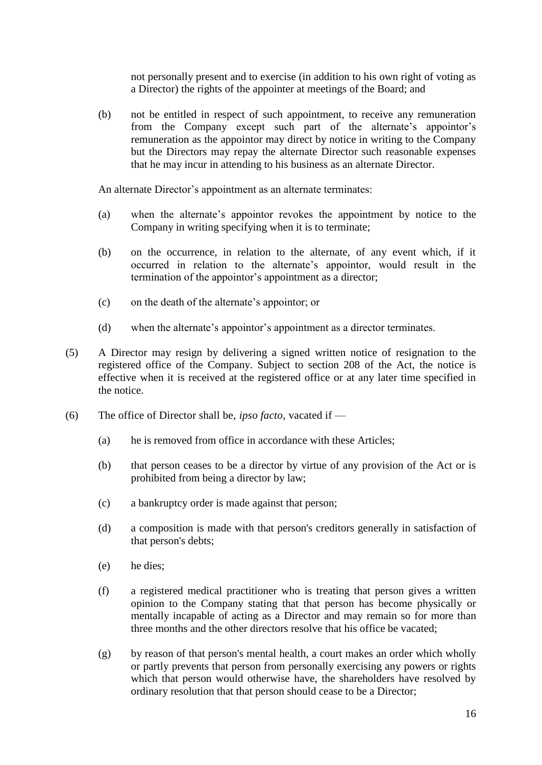not personally present and to exercise (in addition to his own right of voting as a Director) the rights of the appointer at meetings of the Board; and

(b) not be entitled in respect of such appointment, to receive any remuneration from the Company except such part of the alternate's appointor's remuneration as the appointor may direct by notice in writing to the Company but the Directors may repay the alternate Director such reasonable expenses that he may incur in attending to his business as an alternate Director.

An alternate Director's appointment as an alternate terminates:

(a) when the alternate's appointor revokes the appointment by notice to the Company in writing specifying when it is to terminate;

(b) on the occurrence, in relation to the alternate, of any event which, if it occurred in relation to the alternate's appointor, would result in the termination of the appointor's appointment as a director;

(c) on the death of the alternate's appointor; or

(d) when the alternate's appointor's appointment as a director terminates.

(5) A Director may resign by delivering a signed written notice of resignation to the registered office of the Company. Subject to section 208 of the Act, the notice is effective when it is received at the registered office or at any later time specified in the notice.

(6) The office of Director shall be, *ipso facto*, vacated if —

(a) he is removed from office in accordance with these Articles;

(b) that person ceases to be a director by virtue of any provision of the Act or is prohibited from being a director by law;

(c) a bankruptcy order is made against that person;

(d) a composition is made with that person's creditors generally in satisfaction of that person's debts;

(e) he dies;

(f) a registered medical practitioner who is treating that person gives a written opinion to the Company stating that that person has become physically or mentally incapable of acting as a Director and may remain so for more than three months and the other directors resolve that his office be vacated;

(g) by reason of that person's mental health, a court makes an order which wholly or partly prevents that person from personally exercising any powers or rights which that person would otherwise have, the shareholders have resolved by ordinary resolution that that person should cease to be a Director;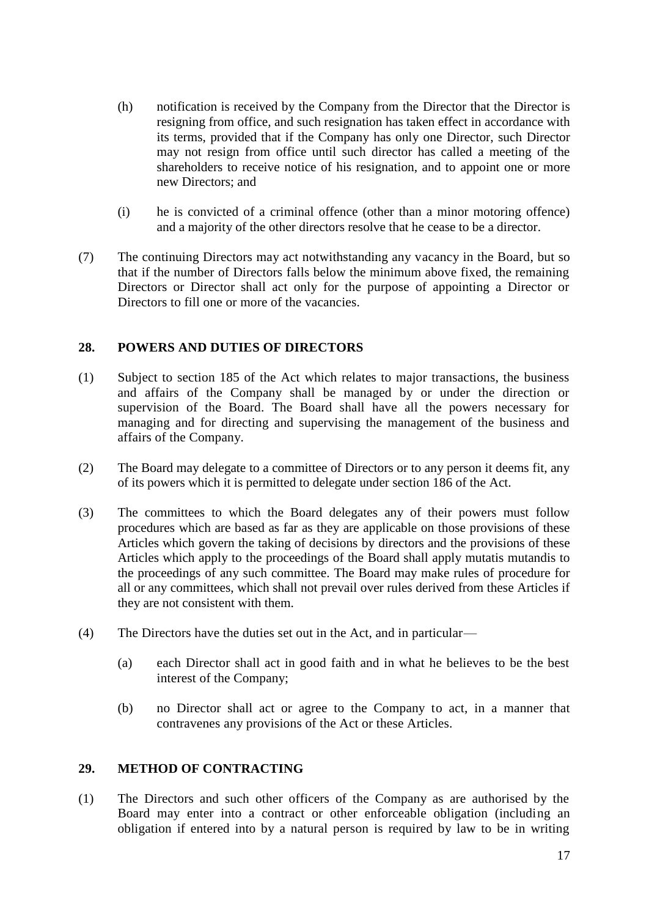(h) notification is received by the Company from the Director that the Director is resigning from office, and such resignation has taken effect in accordance with its terms, provided that if the Company has only one Director, such Director may not resign from office until such director has called a meeting of the shareholders to receive notice of his resignation, and to appoint one or more new Directors; and

(i) he is convicted of a criminal offence (other than a minor motoring offence) and a majority of the other directors resolve that he cease to be a director.

(7) The continuing Directors may act notwithstanding any vacancy in the Board, but so that if the number of Directors falls below the minimum above fixed, the remaining Directors or Director shall act only for the purpose of appointing a Director or Directors to fill one or more of the vacancies.

## 28. POWERS AND DUTIES OF DIRECTORS

(1) Subject to section 185 of the Act which relates to major transactions, the business and affairs of the Company shall be managed by or under the direction or supervision of the Board. The Board shall have all the powers necessary for managing and for directing and supervising the management of the business and affairs of the Company.

(2) The Board may delegate to a committee of Directors or to any person it deems fit, any of its powers which it is permitted to delegate under section 186 of the Act.

(3) The committees to which the Board delegates any of their powers must follow procedures which are based as far as they are applicable on those provisions of these Articles which govern the taking of decisions by directors and the provisions of these Articles which apply to the proceedings of the Board shall apply mutatis mutandis to the proceedings of any such committee. The Board may make rules of procedure for all or any committees, which shall not prevail over rules derived from these Articles if they are not consistent with them.

(4) The Directors have the duties set out in the Act, and in particular—

(a) each Director shall act in good faith and in what he believes to be the best interest of the Company;

(b) no Director shall act or agree to the Company to act, in a manner that contravenes any provisions of the Act or these Articles.

## 29. METHOD OF CONTRACTING

(1) The Directors and such other officers of the Company as are authorised by the Board may enter into a contract or other enforceable obligation (including an obligation if entered into by a natural person is required by law to be in writing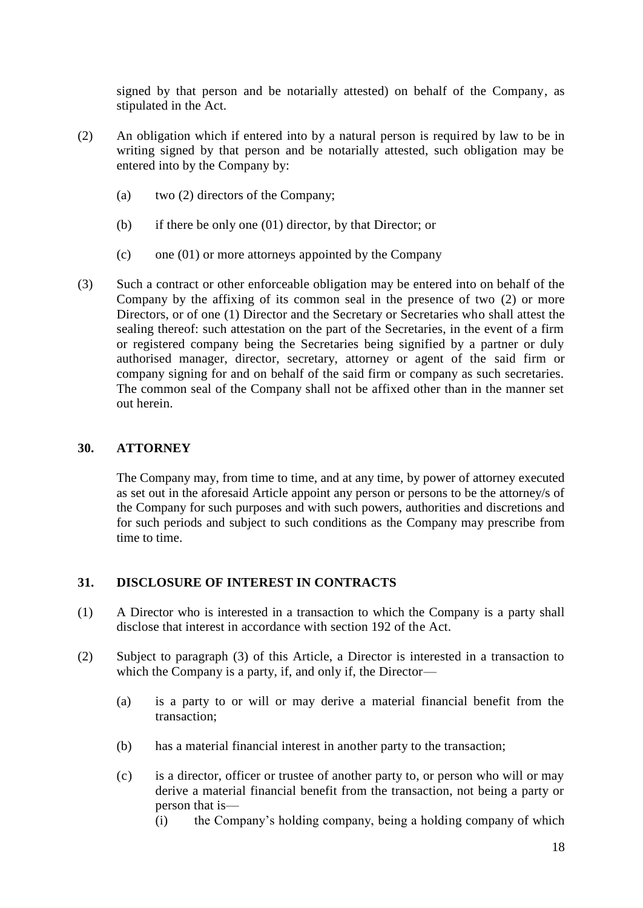signed by that person and be notarially attested) on behalf of the Company, as stipulated in the Act.

(2) An obligation which if entered into by a natural person is required by law to be in writing signed by that person and be notarially attested, such obligation may be entered into by the Company by:

   (a) two (2) directors of the Company;

   (b) if there be only one (01) director, by that Director; or

   (c) one (01) or more attorneys appointed by the Company

(3) Such a contract or other enforceable obligation may be entered into on behalf of the Company by the affixing of its common seal in the presence of two (2) or more Directors, or of one (1) Director and the Secretary or Secretaries who shall attest the sealing thereof: such attestation on the part of the Secretaries, in the event of a firm or registered company being the Secretaries being signified by a partner or duly authorised manager, director, secretary, attorney or agent of the said firm or company signing for and on behalf of the said firm or company as such secretaries. The common seal of the Company shall not be affixed other than in the manner set out herein.

## 30. ATTORNEY

The Company may, from time to time, and at any time, by power of attorney executed as set out in the aforesaid Article appoint any person or persons to be the attorney/s of the Company for such purposes and with such powers, authorities and discretions and for such periods and subject to such conditions as the Company may prescribe from time to time.

## 31. DISCLOSURE OF INTEREST IN CONTRACTS

(1) A Director who is interested in a transaction to which the Company is a party shall disclose that interest in accordance with section 192 of the Act.

(2) Subject to paragraph (3) of this Article, a Director is interested in a transaction to which the Company is a party, if, and only if, the Director—

   (a) is a party to or will or may derive a material financial benefit from the transaction;

   (b) has a material financial interest in another party to the transaction;

   (c) is a director, officer or trustee of another party to, or person who will or may derive a material financial benefit from the transaction, not being a party or person that is—

      (i) the Company's holding company, being a holding company of which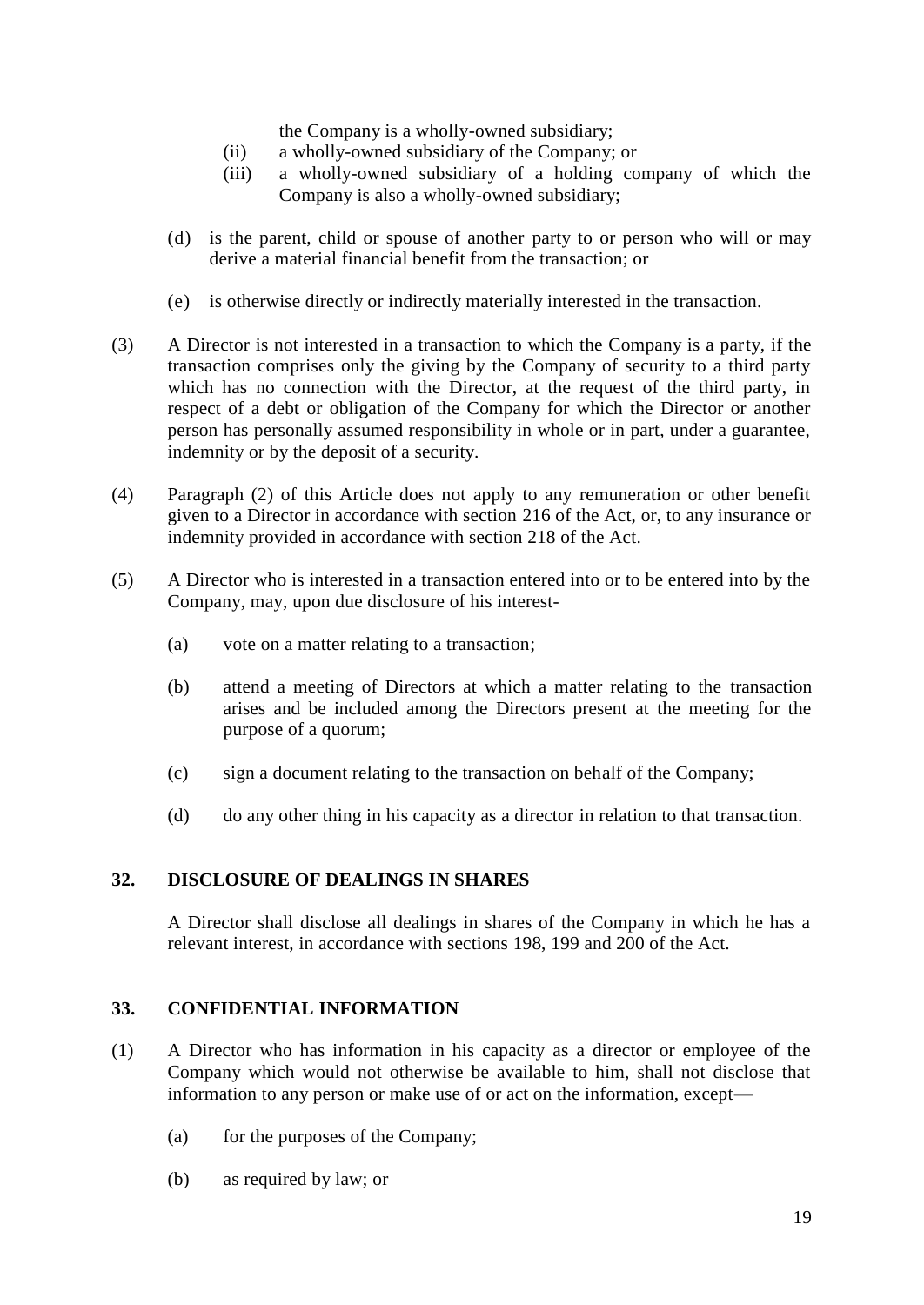the Company is a wholly-owned subsidiary;

(ii) a wholly-owned subsidiary of the Company; or

(iii) a wholly-owned subsidiary of a holding company of which the Company is also a wholly-owned subsidiary;

(d) is the parent, child or spouse of another party to or person who will or may derive a material financial benefit from the transaction; or

(e) is otherwise directly or indirectly materially interested in the transaction.

(3) A Director is not interested in a transaction to which the Company is a party, if the transaction comprises only the giving by the Company of security to a third party which has no connection with the Director, at the request of the third party, in respect of a debt or obligation of the Company for which the Director or another person has personally assumed responsibility in whole or in part, under a guarantee, indemnity or by the deposit of a security.

(4) Paragraph (2) of this Article does not apply to any remuneration or other benefit given to a Director in accordance with section 216 of the Act, or, to any insurance or indemnity provided in accordance with section 218 of the Act.

(5) A Director who is interested in a transaction entered into or to be entered into by the Company, may, upon due disclosure of his interest-

(a) vote on a matter relating to a transaction;

(b) attend a meeting of Directors at which a matter relating to the transaction arises and be included among the Directors present at the meeting for the purpose of a quorum;

(c) sign a document relating to the transaction on behalf of the Company;

(d) do any other thing in his capacity as a director in relation to that transaction.

## 32. DISCLOSURE OF DEALINGS IN SHARES

A Director shall disclose all dealings in shares of the Company in which he has a relevant interest, in accordance with sections 198, 199 and 200 of the Act.

## 33. CONFIDENTIAL INFORMATION

(1) A Director who has information in his capacity as a director or employee of the Company which would not otherwise be available to him, shall not disclose that information to any person or make use of or act on the information, except—

(a) for the purposes of the Company;

(b) as required by law; or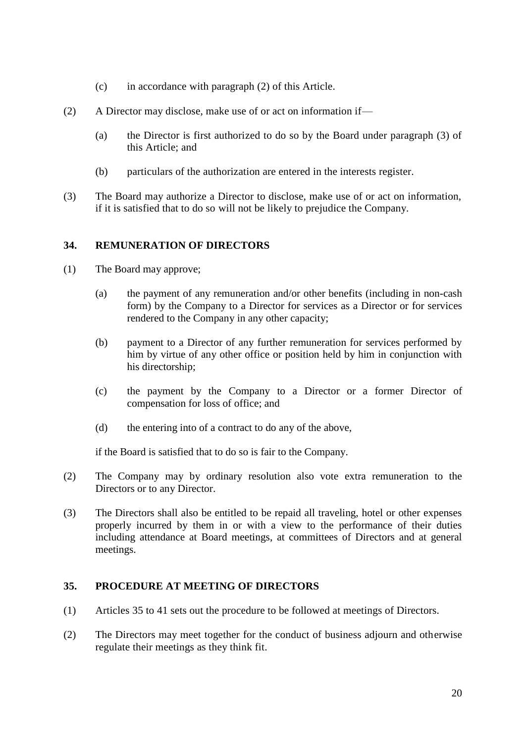(c) in accordance with paragraph (2) of this Article.

(2) A Director may disclose, make use of or act on information if—

(a) the Director is first authorized to do so by the Board under paragraph (3) of this Article; and

(b) particulars of the authorization are entered in the interests register.

(3) The Board may authorize a Director to disclose, make use of or act on information, if it is satisfied that to do so will not be likely to prejudice the Company.

## 34. REMUNERATION OF DIRECTORS

(1) The Board may approve;

(a) the payment of any remuneration and/or other benefits (including in non-cash form) by the Company to a Director for services as a Director or for services rendered to the Company in any other capacity;

(b) payment to a Director of any further remuneration for services performed by him by virtue of any other office or position held by him in conjunction with his directorship;

(c) the payment by the Company to a Director or a former Director of compensation for loss of office; and

(d) the entering into of a contract to do any of the above,

if the Board is satisfied that to do so is fair to the Company.

(2) The Company may by ordinary resolution also vote extra remuneration to the Directors or to any Director.

(3) The Directors shall also be entitled to be repaid all traveling, hotel or other expenses properly incurred by them in or with a view to the performance of their duties including attendance at Board meetings, at committees of Directors and at general meetings.

## 35. PROCEDURE AT MEETING OF DIRECTORS

(1) Articles 35 to 41 sets out the procedure to be followed at meetings of Directors.

(2) The Directors may meet together for the conduct of business adjourn and otherwise regulate their meetings as they think fit.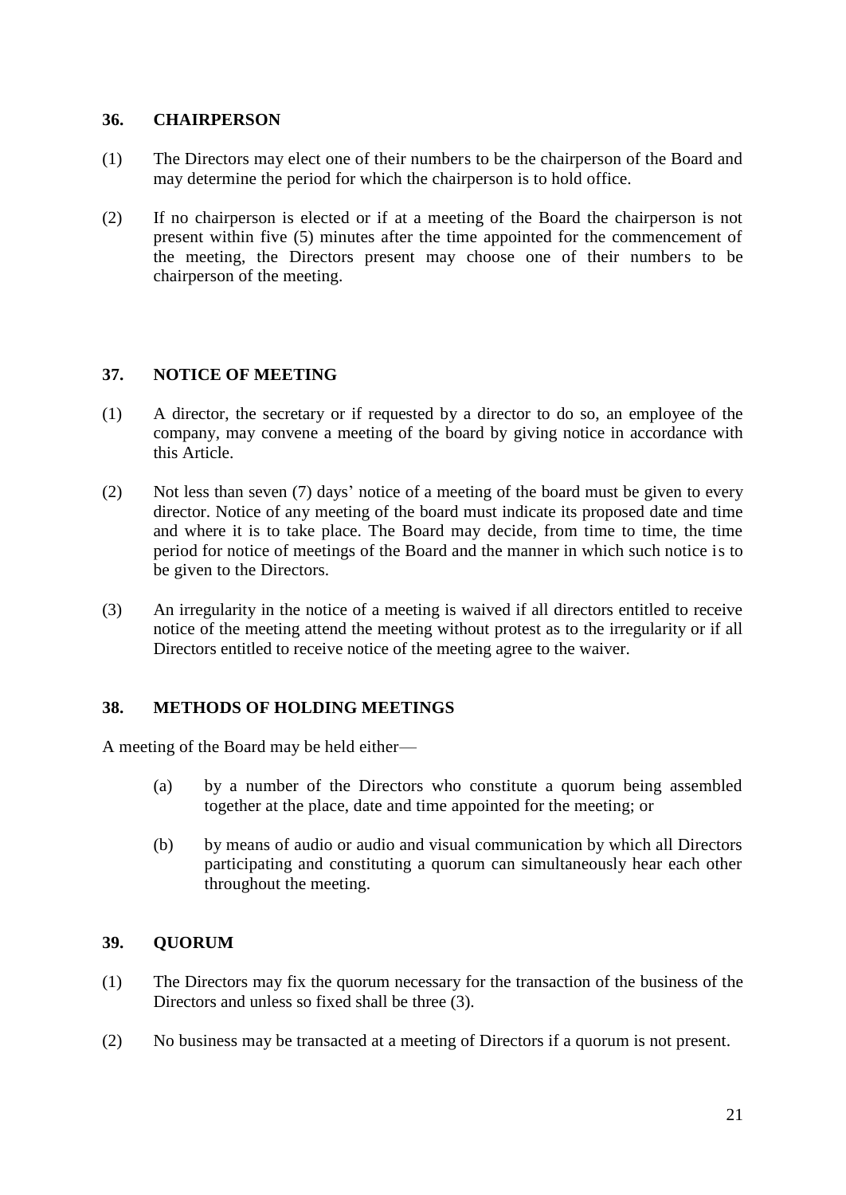## 36. CHAIRPERSON

(1) The Directors may elect one of their numbers to be the chairperson of the Board and may determine the period for which the chairperson is to hold office.

(2) If no chairperson is elected or if at a meeting of the Board the chairperson is not present within five (5) minutes after the time appointed for the commencement of the meeting, the Directors present may choose one of their numbers to be chairperson of the meeting.

## 37. NOTICE OF MEETING

(1) A director, the secretary or if requested by a director to do so, an employee of the company, may convene a meeting of the board by giving notice in accordance with this Article.

(2) Not less than seven (7) days' notice of a meeting of the board must be given to every director. Notice of any meeting of the board must indicate its proposed date and time and where it is to take place. The Board may decide, from time to time, the time period for notice of meetings of the Board and the manner in which such notice is to be given to the Directors.

(3) An irregularity in the notice of a meeting is waived if all directors entitled to receive notice of the meeting attend the meeting without protest as to the irregularity or if all Directors entitled to receive notice of the meeting agree to the waiver.

## 38. METHODS OF HOLDING MEETINGS

A meeting of the Board may be held either—

(a) by a number of the Directors who constitute a quorum being assembled together at the place, date and time appointed for the meeting; or

(b) by means of audio or audio and visual communication by which all Directors participating and constituting a quorum can simultaneously hear each other throughout the meeting.

## 39. QUORUM

(1) The Directors may fix the quorum necessary for the transaction of the business of the Directors and unless so fixed shall be three (3).

(2) No business may be transacted at a meeting of Directors if a quorum is not present.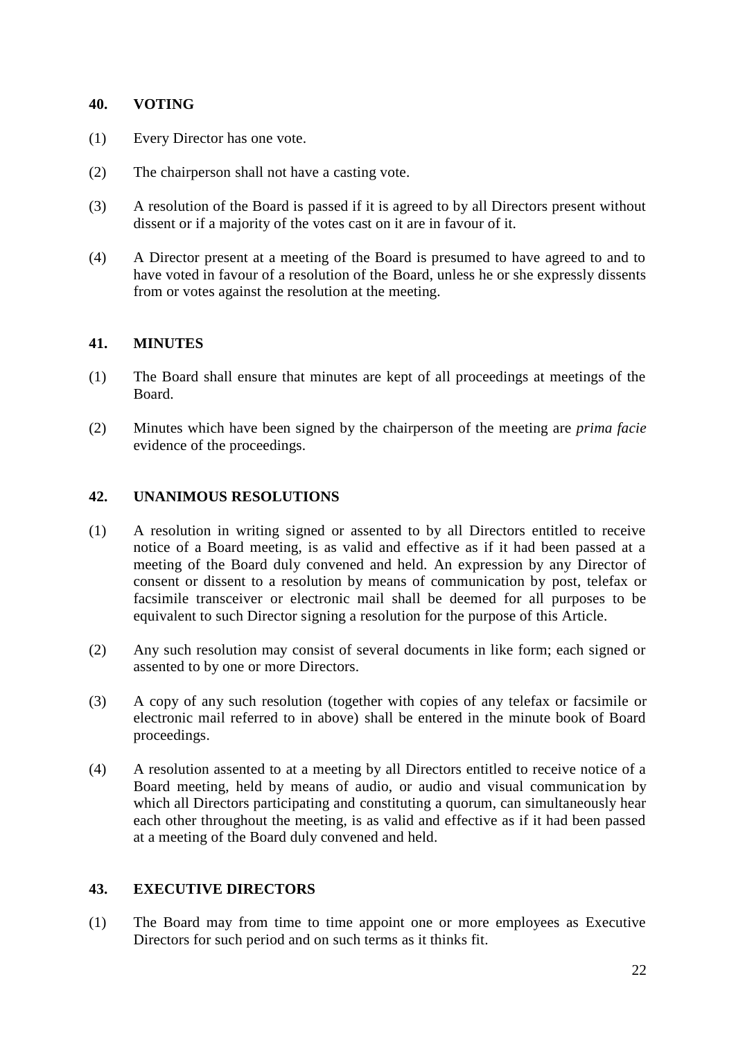## 40. VOTING

(1) Every Director has one vote.

(2) The chairperson shall not have a casting vote.

(3) A resolution of the Board is passed if it is agreed to by all Directors present without dissent or if a majority of the votes cast on it are in favour of it.

(4) A Director present at a meeting of the Board is presumed to have agreed to and to have voted in favour of a resolution of the Board, unless he or she expressly dissents from or votes against the resolution at the meeting.

## 41. MINUTES

(1) The Board shall ensure that minutes are kept of all proceedings at meetings of the Board.

(2) Minutes which have been signed by the chairperson of the meeting are *prima facie* evidence of the proceedings.

## 42. UNANIMOUS RESOLUTIONS

(1) A resolution in writing signed or assented to by all Directors entitled to receive notice of a Board meeting, is as valid and effective as if it had been passed at a meeting of the Board duly convened and held. An expression by any Director of consent or dissent to a resolution by means of communication by post, telefax or facsimile transceiver or electronic mail shall be deemed for all purposes to be equivalent to such Director signing a resolution for the purpose of this Article.

(2) Any such resolution may consist of several documents in like form; each signed or assented to by one or more Directors.

(3) A copy of any such resolution (together with copies of any telefax or facsimile or electronic mail referred to in above) shall be entered in the minute book of Board proceedings.

(4) A resolution assented to at a meeting by all Directors entitled to receive notice of a Board meeting, held by means of audio, or audio and visual communication by which all Directors participating and constituting a quorum, can simultaneously hear each other throughout the meeting, is as valid and effective as if it had been passed at a meeting of the Board duly convened and held.

## 43. EXECUTIVE DIRECTORS

(1) The Board may from time to time appoint one or more employees as Executive Directors for such period and on such terms as it thinks fit.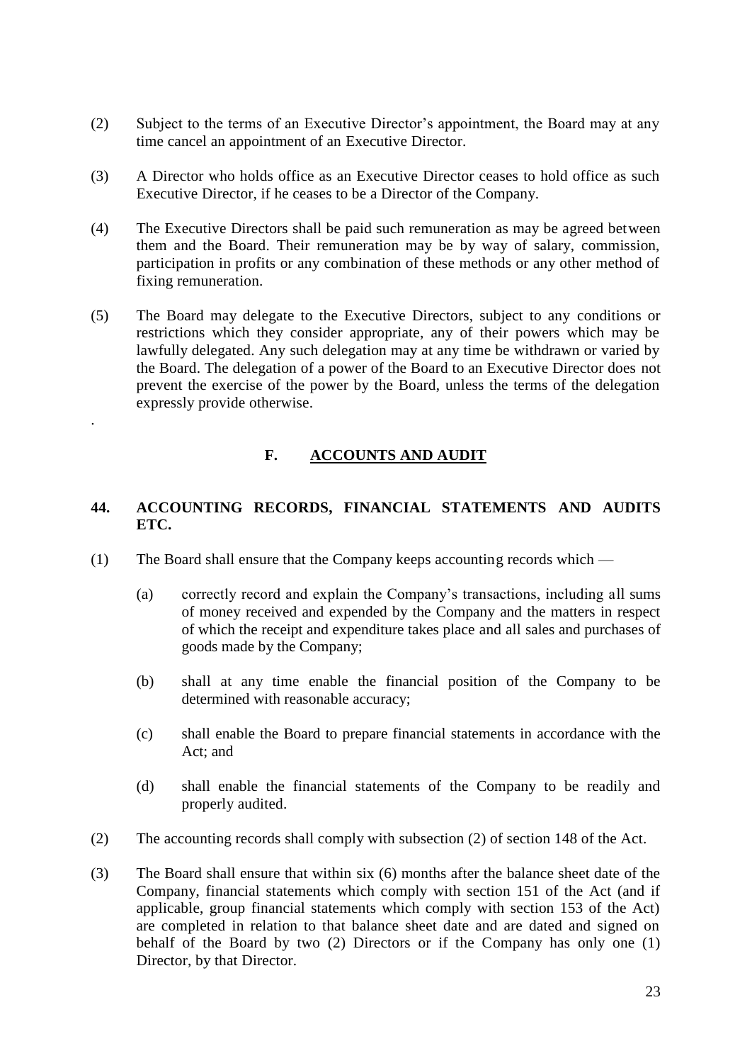(2) Subject to the terms of an Executive Director's appointment, the Board may at any time cancel an appointment of an Executive Director.

(3) A Director who holds office as an Executive Director ceases to hold office as such Executive Director, if he ceases to be a Director of the Company.

(4) The Executive Directors shall be paid such remuneration as may be agreed between them and the Board. Their remuneration may be by way of salary, commission, participation in profits or any combination of these methods or any other method of fixing remuneration.

(5) The Board may delegate to the Executive Directors, subject to any conditions or restrictions which they consider appropriate, any of their powers which may be lawfully delegated. Any such delegation may at any time be withdrawn or varied by the Board. The delegation of a power of the Board to an Executive Director does not prevent the exercise of the power by the Board, unless the terms of the delegation expressly provide otherwise.

.

## F. <u>ACCOUNTS AND AUDIT</u>

### 44. ACCOUNTING RECORDS, FINANCIAL STATEMENTS AND AUDITS ETC.

(1) The Board shall ensure that the Company keeps accounting records which —

- (a) correctly record and explain the Company's transactions, including all sums of money received and expended by the Company and the matters in respect of which the receipt and expenditure takes place and all sales and purchases of goods made by the Company;

- (b) shall at any time enable the financial position of the Company to be determined with reasonable accuracy;

- (c) shall enable the Board to prepare financial statements in accordance with the Act; and

- (d) shall enable the financial statements of the Company to be readily and properly audited.

(2) The accounting records shall comply with subsection (2) of section 148 of the Act.

(3) The Board shall ensure that within six (6) months after the balance sheet date of the Company, financial statements which comply with section 151 of the Act (and if applicable, group financial statements which comply with section 153 of the Act) are completed in relation to that balance sheet date and are dated and signed on behalf of the Board by two (2) Directors or if the Company has only one (1) Director, by that Director.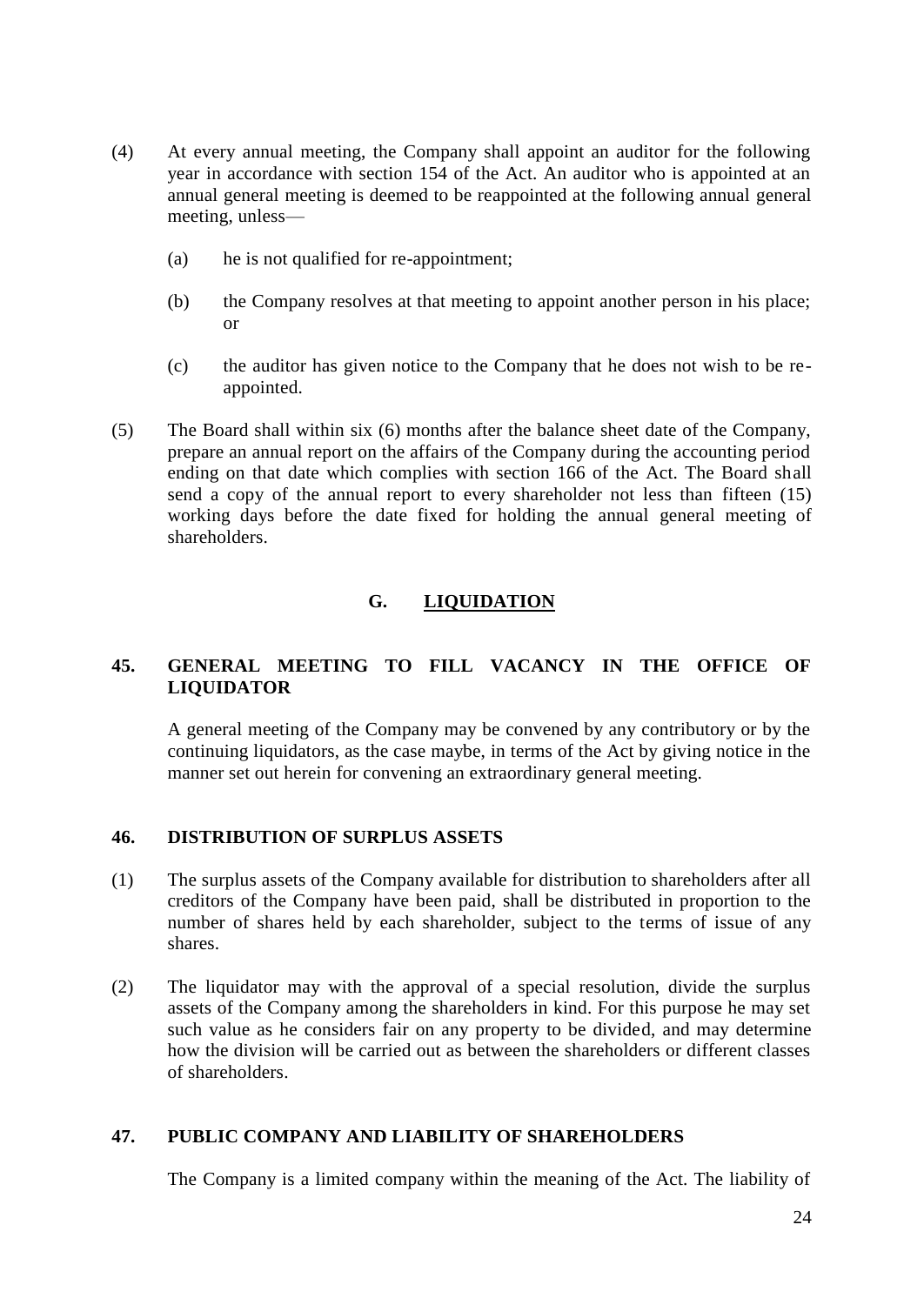(4) At every annual meeting, the Company shall appoint an auditor for the following year in accordance with section 154 of the Act. An auditor who is appointed at an annual general meeting is deemed to be reappointed at the following annual general meeting, unless—

  (a) he is not qualified for re-appointment;

  (b) the Company resolves at that meeting to appoint another person in his place; or

  (c) the auditor has given notice to the Company that he does not wish to be re-appointed.

(5) The Board shall within six (6) months after the balance sheet date of the Company, prepare an annual report on the affairs of the Company during the accounting period ending on that date which complies with section 166 of the Act. The Board shall send a copy of the annual report to every shareholder not less than fifteen (15) working days before the date fixed for holding the annual general meeting of shareholders.

## G. <u>LIQUIDATION</u>

### 45. GENERAL MEETING TO FILL VACANCY IN THE OFFICE OF LIQUIDATOR

A general meeting of the Company may be convened by any contributory or by the continuing liquidators, as the case maybe, in terms of the Act by giving notice in the manner set out herein for convening an extraordinary general meeting.

### 46. DISTRIBUTION OF SURPLUS ASSETS

(1) The surplus assets of the Company available for distribution to shareholders after all creditors of the Company have been paid, shall be distributed in proportion to the number of shares held by each shareholder, subject to the terms of issue of any shares.

(2) The liquidator may with the approval of a special resolution, divide the surplus assets of the Company among the shareholders in kind. For this purpose he may set such value as he considers fair on any property to be divided, and may determine how the division will be carried out as between the shareholders or different classes of shareholders.

### 47. PUBLIC COMPANY AND LIABILITY OF SHAREHOLDERS

The Company is a limited company within the meaning of the Act. The liability of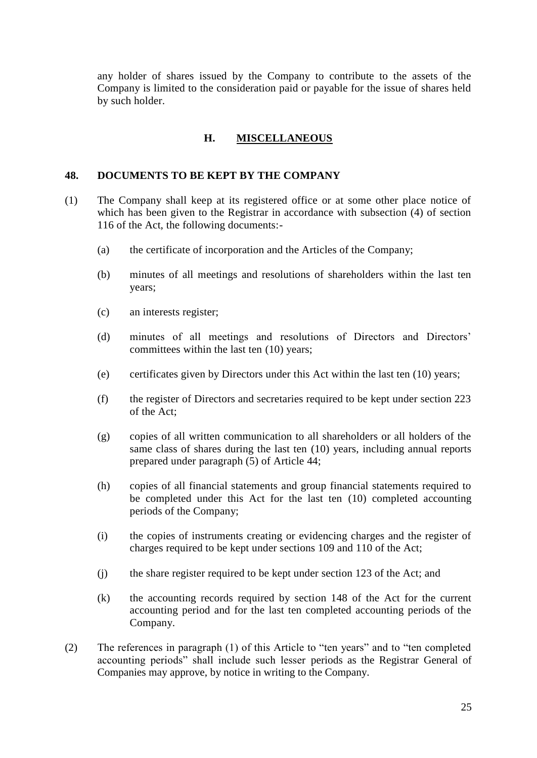any holder of shares issued by the Company to contribute to the assets of the Company is limited to the consideration paid or payable for the issue of shares held by such holder.

## H. MISCELLANEOUS

### 48. DOCUMENTS TO BE KEPT BY THE COMPANY

(1) The Company shall keep at its registered office or at some other place notice of which has been given to the Registrar in accordance with subsection (4) of section 116 of the Act, the following documents:-

(a) the certificate of incorporation and the Articles of the Company;

(b) minutes of all meetings and resolutions of shareholders within the last ten years;

(c) an interests register;

(d) minutes of all meetings and resolutions of Directors and Directors' committees within the last ten (10) years;

(e) certificates given by Directors under this Act within the last ten (10) years;

(f) the register of Directors and secretaries required to be kept under section 223 of the Act;

(g) copies of all written communication to all shareholders or all holders of the same class of shares during the last ten (10) years, including annual reports prepared under paragraph (5) of Article 44;

(h) copies of all financial statements and group financial statements required to be completed under this Act for the last ten (10) completed accounting periods of the Company;

(i) the copies of instruments creating or evidencing charges and the register of charges required to be kept under sections 109 and 110 of the Act;

(j) the share register required to be kept under section 123 of the Act; and

(k) the accounting records required by section 148 of the Act for the current accounting period and for the last ten completed accounting periods of the Company.

(2) The references in paragraph (1) of this Article to "ten years" and to "ten completed accounting periods" shall include such lesser periods as the Registrar General of Companies may approve, by notice in writing to the Company.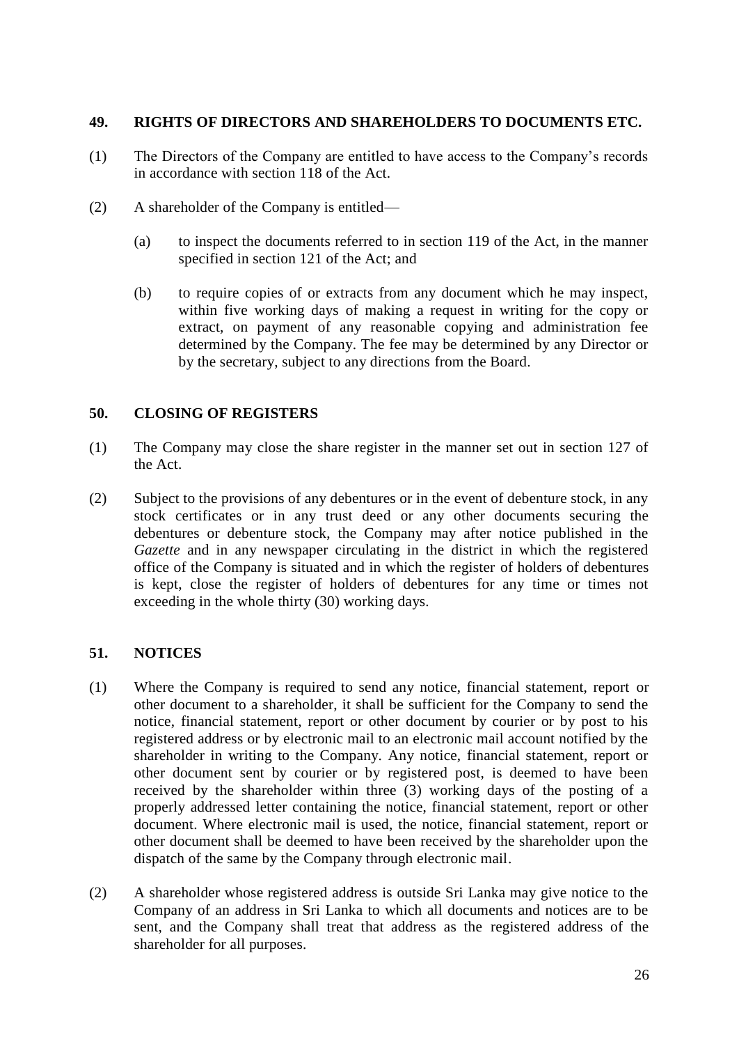## 49. RIGHTS OF DIRECTORS AND SHAREHOLDERS TO DOCUMENTS ETC.

(1) The Directors of the Company are entitled to have access to the Company's records in accordance with section 118 of the Act.

(2) A shareholder of the Company is entitled—

(a) to inspect the documents referred to in section 119 of the Act, in the manner specified in section 121 of the Act; and

(b) to require copies of or extracts from any document which he may inspect, within five working days of making a request in writing for the copy or extract, on payment of any reasonable copying and administration fee determined by the Company. The fee may be determined by any Director or by the secretary, subject to any directions from the Board.

## 50. CLOSING OF REGISTERS

(1) The Company may close the share register in the manner set out in section 127 of the Act.

(2) Subject to the provisions of any debentures or in the event of debenture stock, in any stock certificates or in any trust deed or any other documents securing the debentures or debenture stock, the Company may after notice published in the *Gazette* and in any newspaper circulating in the district in which the registered office of the Company is situated and in which the register of holders of debentures is kept, close the register of holders of debentures for any time or times not exceeding in the whole thirty (30) working days.

## 51. NOTICES

(1) Where the Company is required to send any notice, financial statement, report or other document to a shareholder, it shall be sufficient for the Company to send the notice, financial statement, report or other document by courier or by post to his registered address or by electronic mail to an electronic mail account notified by the shareholder in writing to the Company. Any notice, financial statement, report or other document sent by courier or by registered post, is deemed to have been received by the shareholder within three (3) working days of the posting of a properly addressed letter containing the notice, financial statement, report or other document. Where electronic mail is used, the notice, financial statement, report or other document shall be deemed to have been received by the shareholder upon the dispatch of the same by the Company through electronic mail.

(2) A shareholder whose registered address is outside Sri Lanka may give notice to the Company of an address in Sri Lanka to which all documents and notices are to be sent, and the Company shall treat that address as the registered address of the shareholder for all purposes.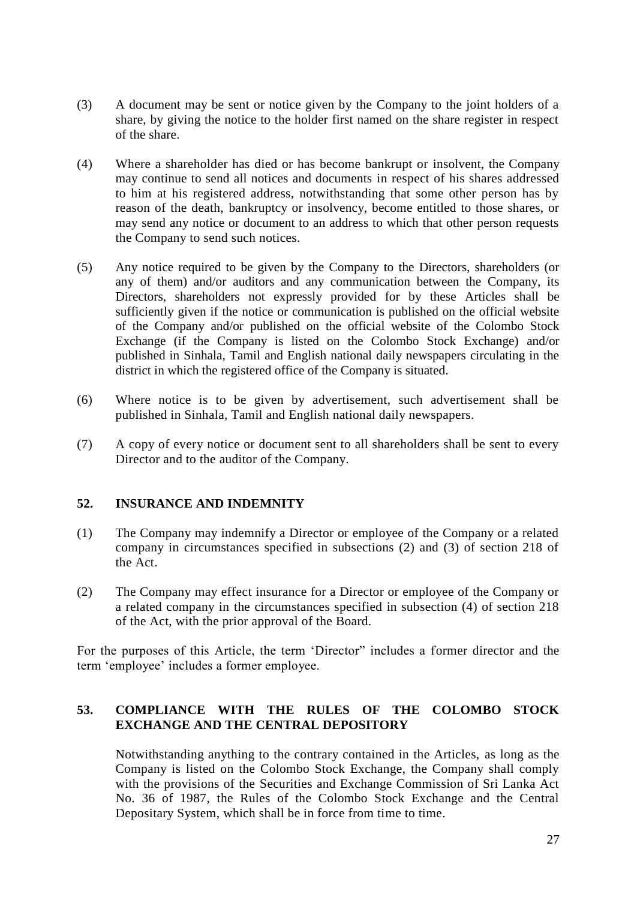(3) A document may be sent or notice given by the Company to the joint holders of a share, by giving the notice to the holder first named on the share register in respect of the share.

(4) Where a shareholder has died or has become bankrupt or insolvent, the Company may continue to send all notices and documents in respect of his shares addressed to him at his registered address, notwithstanding that some other person has by reason of the death, bankruptcy or insolvency, become entitled to those shares, or may send any notice or document to an address to which that other person requests the Company to send such notices.

(5) Any notice required to be given by the Company to the Directors, shareholders (or any of them) and/or auditors and any communication between the Company, its Directors, shareholders not expressly provided for by these Articles shall be sufficiently given if the notice or communication is published on the official website of the Company and/or published on the official website of the Colombo Stock Exchange (if the Company is listed on the Colombo Stock Exchange) and/or published in Sinhala, Tamil and English national daily newspapers circulating in the district in which the registered office of the Company is situated.

(6) Where notice is to be given by advertisement, such advertisement shall be published in Sinhala, Tamil and English national daily newspapers.

(7) A copy of every notice or document sent to all shareholders shall be sent to every Director and to the auditor of the Company.

## 52. INSURANCE AND INDEMNITY

(1) The Company may indemnify a Director or employee of the Company or a related company in circumstances specified in subsections (2) and (3) of section 218 of the Act.

(2) The Company may effect insurance for a Director or employee of the Company or a related company in the circumstances specified in subsection (4) of section 218 of the Act, with the prior approval of the Board.

For the purposes of this Article, the term 'Director" includes a former director and the term 'employee' includes a former employee.

## 53. COMPLIANCE WITH THE RULES OF THE COLOMBO STOCK EXCHANGE AND THE CENTRAL DEPOSITORY

Notwithstanding anything to the contrary contained in the Articles, as long as the Company is listed on the Colombo Stock Exchange, the Company shall comply with the provisions of the Securities and Exchange Commission of Sri Lanka Act No. 36 of 1987, the Rules of the Colombo Stock Exchange and the Central Depositary System, which shall be in force from time to time.